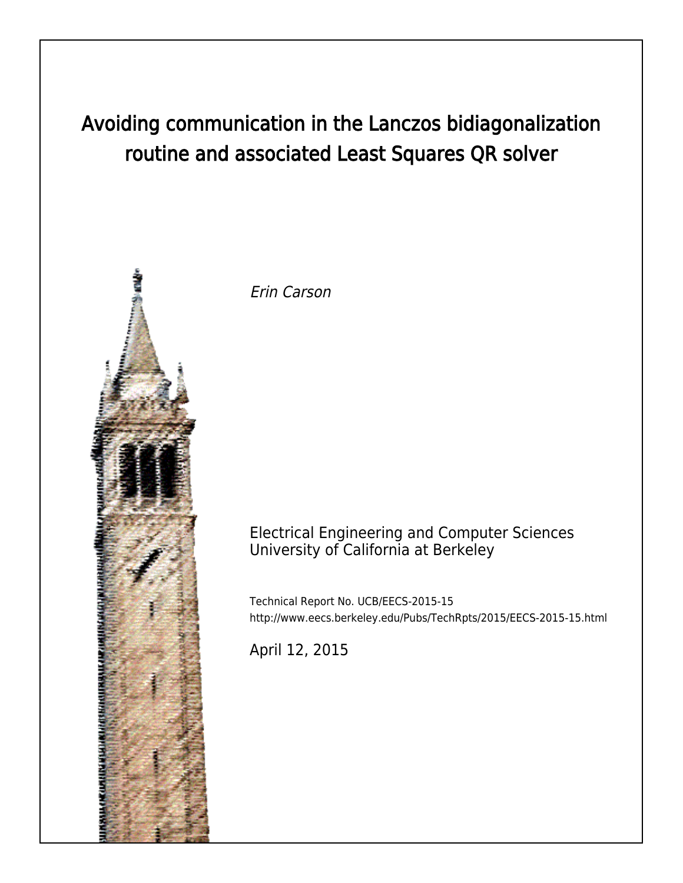# Avoiding communication in the Lanczos bidiagonalization routine and associated Least Squares QR solver

*Erin Carson*

Electrical Engineering and Computer Sciences
University of California at Berkeley

Technical Report No. UCB/EECS-2015-15
http://www.eecs.berkeley.edu/Pubs/TechRpts/2015/EECS-2015-15.html

April 12, 2015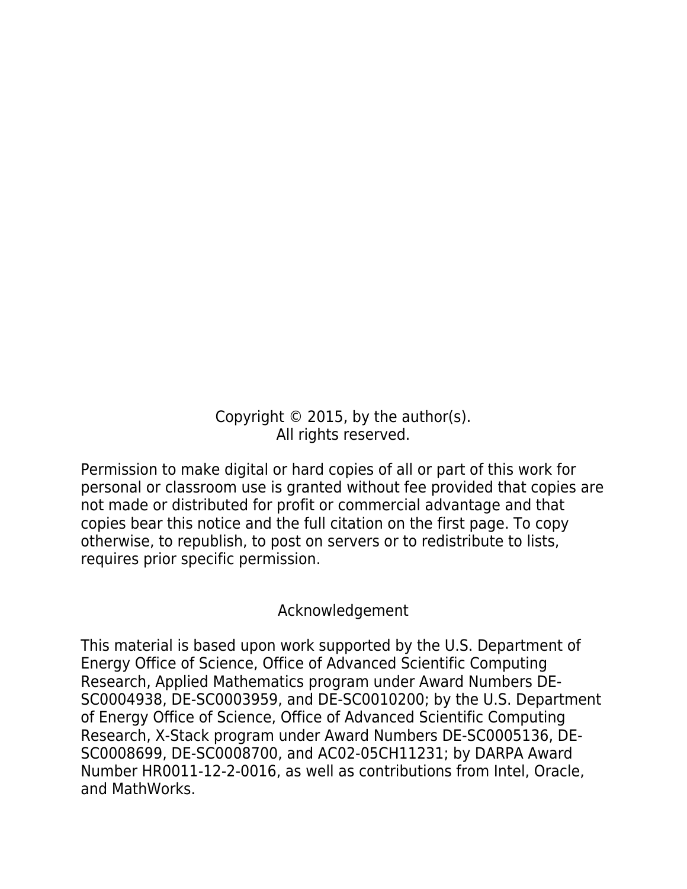Copyright © 2015, by the author(s).
All rights reserved.

Permission to make digital or hard copies of all or part of this work for personal or classroom use is granted without fee provided that copies are not made or distributed for profit or commercial advantage and that copies bear this notice and the full citation on the first page. To copy otherwise, to republish, to post on servers or to redistribute to lists, requires prior specific permission.

## Acknowledgement

This material is based upon work supported by the U.S. Department of Energy Office of Science, Office of Advanced Scientific Computing Research, Applied Mathematics program under Award Numbers DE-SC0004938, DE-SC0003959, and DE-SC0010200; by the U.S. Department of Energy Office of Science, Office of Advanced Scientific Computing Research, X-Stack program under Award Numbers DE-SC0005136, DE-SC0008699, DE-SC0008700, and AC02-05CH11231; by DARPA Award Number HR0011-12-2-0016, as well as contributions from Intel, Oracle, and MathWorks.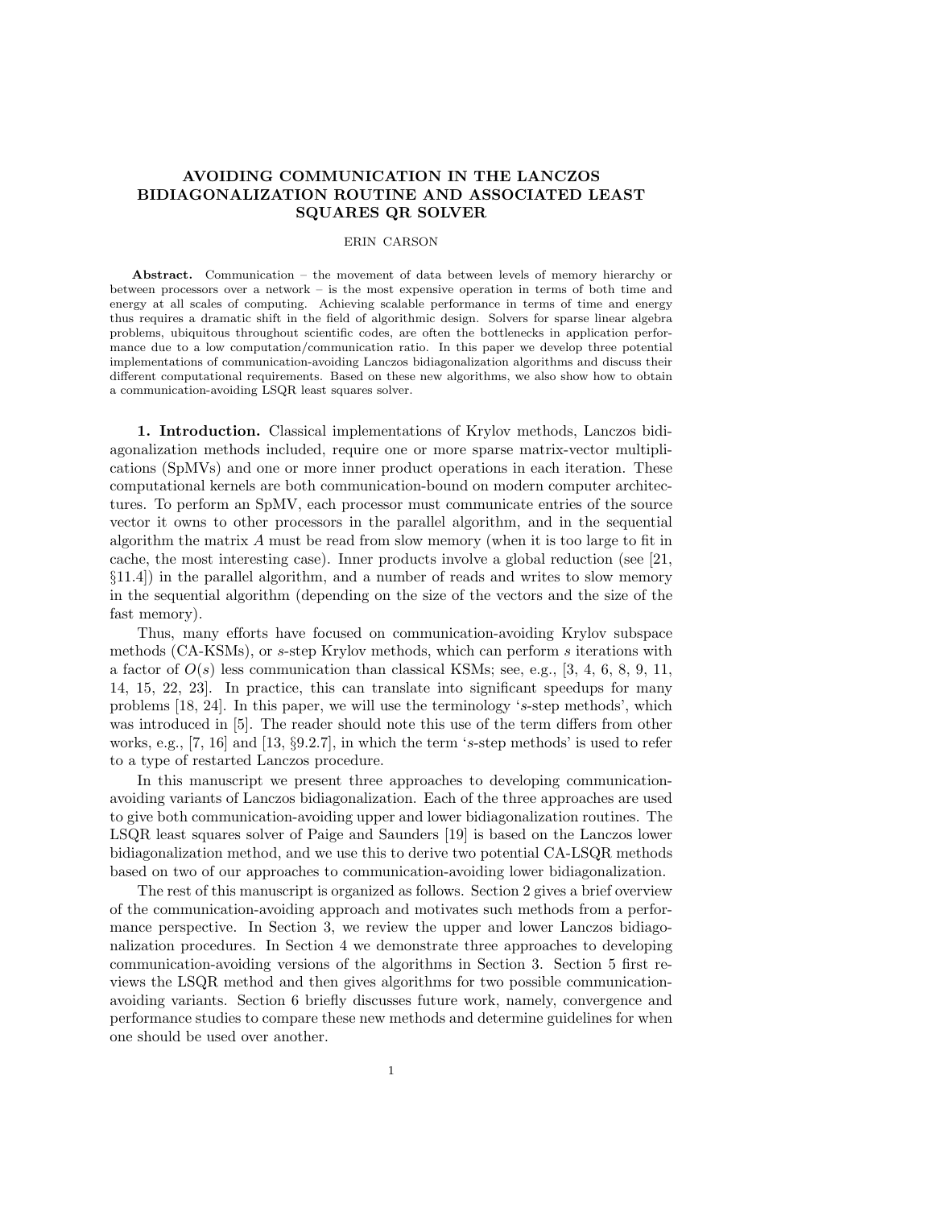# AVOIDING COMMUNICATION IN THE LANCZOS BIDIAGONALIZATION ROUTINE AND ASSOCIATED LEAST SQUARES QR SOLVER

ERIN CARSON

**Abstract.** Communication – the movement of data between levels of memory hierarchy or between processors over a network – is the most expensive operation in terms of both time and energy at all scales of computing. Achieving scalable performance in terms of time and energy thus requires a dramatic shift in the field of algorithmic design. Solvers for sparse linear algebra problems, ubiquitous throughout scientific codes, are often the bottlenecks in application performance due to a low computation/communication ratio. In this paper we develop three potential implementations of communication-avoiding Lanczos bidiagonalization algorithms and discuss their different computational requirements. Based on these new algorithms, we also show how to obtain a communication-avoiding LSQR least squares solver.

**1. Introduction.** Classical implementations of Krylov methods, Lanczos bidiagonalization methods included, require one or more sparse matrix-vector multiplications (SpMVs) and one or more inner product operations in each iteration. These computational kernels are both communication-bound on modern computer architectures. To perform an SpMV, each processor must communicate entries of the source vector it owns to other processors in the parallel algorithm, and in the sequential algorithm the matrix $A$ must be read from slow memory (when it is too large to fit in cache, the most interesting case). Inner products involve a global reduction (see [21, §11.4]) in the parallel algorithm, and a number of reads and writes to slow memory in the sequential algorithm (depending on the size of the vectors and the size of the fast memory).

Thus, many efforts have focused on communication-avoiding Krylov subspace methods (CA-KSMs), or $s$-step Krylov methods, which can perform $s$ iterations with a factor of $O(s)$ less communication than classical KSMs; see, e.g., [3, 4, 6, 8, 9, 11, 14, 15, 22, 23]. In practice, this can translate into significant speedups for many problems [18, 24]. In this paper, we will use the terminology '$s$-step methods', which was introduced in [5]. The reader should note this use of the term differs from other works, e.g., [7, 16] and [13, §9.2.7], in which the term '$s$-step methods' is used to refer to a type of restarted Lanczos procedure.

In this manuscript we present three approaches to developing communication-avoiding variants of Lanczos bidiagonalization. Each of the three approaches are used to give both communication-avoiding upper and lower bidiagonalization routines. The LSQR least squares solver of Paige and Saunders [19] is based on the Lanczos lower bidiagonalization method, and we use this to derive two potential CA-LSQR methods based on two of our approaches to communication-avoiding lower bidiagonalization.

The rest of this manuscript is organized as follows. Section 2 gives a brief overview of the communication-avoiding approach and motivates such methods from a performance perspective. In Section 3, we review the upper and lower Lanczos bidiagonalization procedures. In Section 4 we demonstrate three approaches to developing communication-avoiding versions of the algorithms in Section 3. Section 5 first reviews the LSQR method and then gives algorithms for two possible communication-avoiding variants. Section 6 briefly discusses future work, namely, convergence and performance studies to compare these new methods and determine guidelines for when one should be used over another.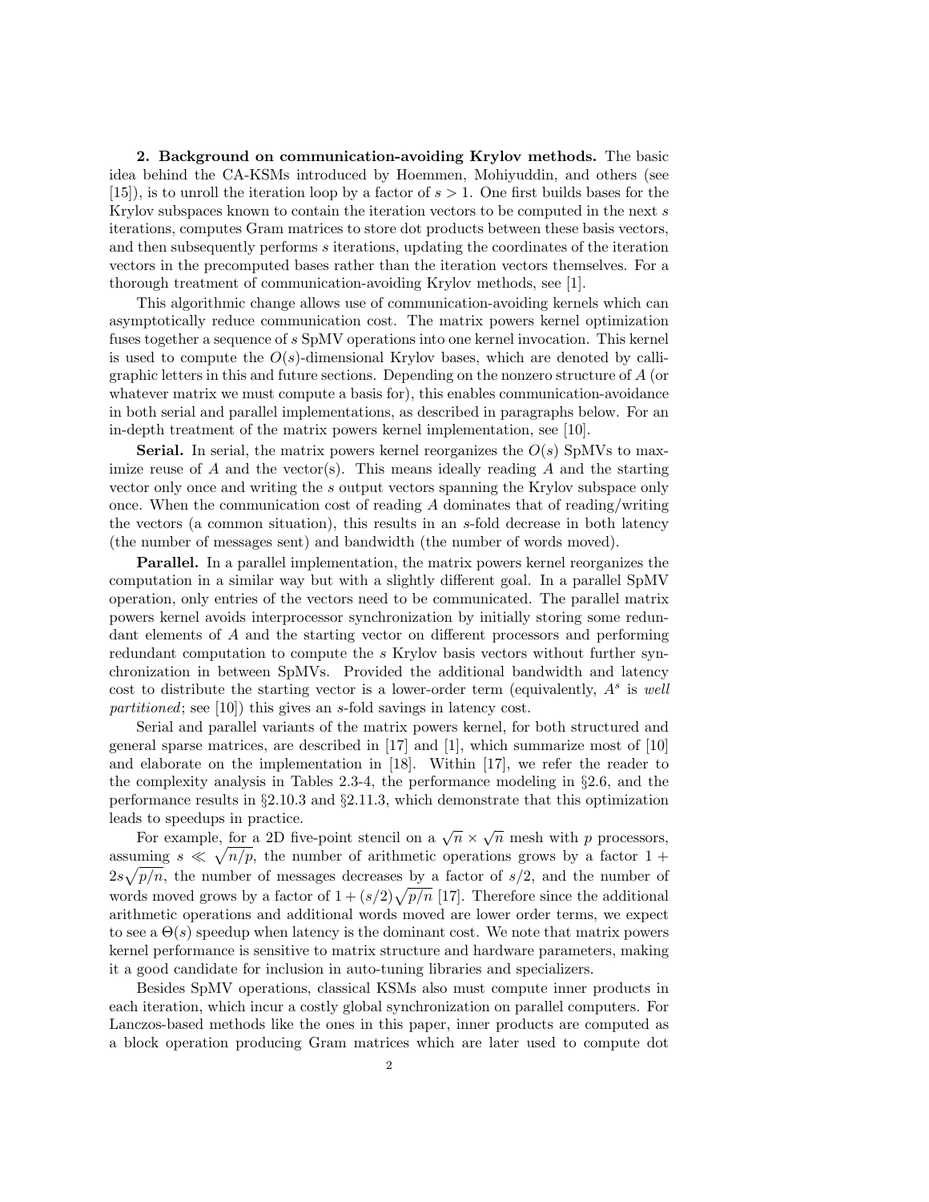**2. Background on communication-avoiding Krylov methods.** The basic idea behind the CA-KSMs introduced by Hoemmen, Mohiyuddin, and others (see [15]), is to unroll the iteration loop by a factor of $s > 1$. One first builds bases for the Krylov subspaces known to contain the iteration vectors to be computed in the next $s$ iterations, computes Gram matrices to store dot products between these basis vectors, and then subsequently performs $s$ iterations, updating the coordinates of the iteration vectors in the precomputed bases rather than the iteration vectors themselves. For a thorough treatment of communication-avoiding Krylov methods, see [1].

This algorithmic change allows use of communication-avoiding kernels which can asymptotically reduce communication cost. The matrix powers kernel optimization fuses together a sequence of $s$ SpMV operations into one kernel invocation. This kernel is used to compute the $O(s)$-dimensional Krylov bases, which are denoted by calligraphic letters in this and future sections. Depending on the nonzero structure of $A$ (or whatever matrix we must compute a basis for), this enables communication-avoidance in both serial and parallel implementations, as described in paragraphs below. For an in-depth treatment of the matrix powers kernel implementation, see [10].

**Serial.** In serial, the matrix powers kernel reorganizes the $O(s)$ SpMVs to maximize reuse of $A$ and the vector(s). This means ideally reading $A$ and the starting vector only once and writing the $s$ output vectors spanning the Krylov subspace only once. When the communication cost of reading $A$ dominates that of reading/writing the vectors (a common situation), this results in an $s$-fold decrease in both latency (the number of messages sent) and bandwidth (the number of words moved).

**Parallel.** In a parallel implementation, the matrix powers kernel reorganizes the computation in a similar way but with a slightly different goal. In a parallel SpMV operation, only entries of the vectors need to be communicated. The parallel matrix powers kernel avoids interprocessor synchronization by initially storing some redundant elements of $A$ and the starting vector on different processors and performing redundant computation to compute the $s$ Krylov basis vectors without further synchronization in between SpMVs. Provided the additional bandwidth and latency cost to distribute the starting vector is a lower-order term (equivalently, $A^s$ is *well partitioned*; see [10]) this gives an $s$-fold savings in latency cost.

Serial and parallel variants of the matrix powers kernel, for both structured and general sparse matrices, are described in [17] and [1], which summarize most of [10] and elaborate on the implementation in [18]. Within [17], we refer the reader to the complexity analysis in Tables 2.3-4, the performance modeling in §2.6, and the performance results in §2.10.3 and §2.11.3, which demonstrate that this optimization leads to speedups in practice.

For example, for a 2D five-point stencil on a $\sqrt{n} \times \sqrt{n}$ mesh with $p$ processors, assuming $s \ll \sqrt{n/p}$, the number of arithmetic operations grows by a factor $1 + 2s\sqrt{p/n}$, the number of messages decreases by a factor of $s/2$, and the number of words moved grows by a factor of $1 + (s/2)\sqrt{p/n}$ [17]. Therefore since the additional arithmetic operations and additional words moved are lower order terms, we expect to see a $\Theta(s)$ speedup when latency is the dominant cost. We note that matrix powers kernel performance is sensitive to matrix structure and hardware parameters, making it a good candidate for inclusion in auto-tuning libraries and specializers.

Besides SpMV operations, classical KSMs also must compute inner products in each iteration, which incur a costly global synchronization on parallel computers. For Lanczos-based methods like the ones in this paper, inner products are computed as a block operation producing Gram matrices which are later used to compute dot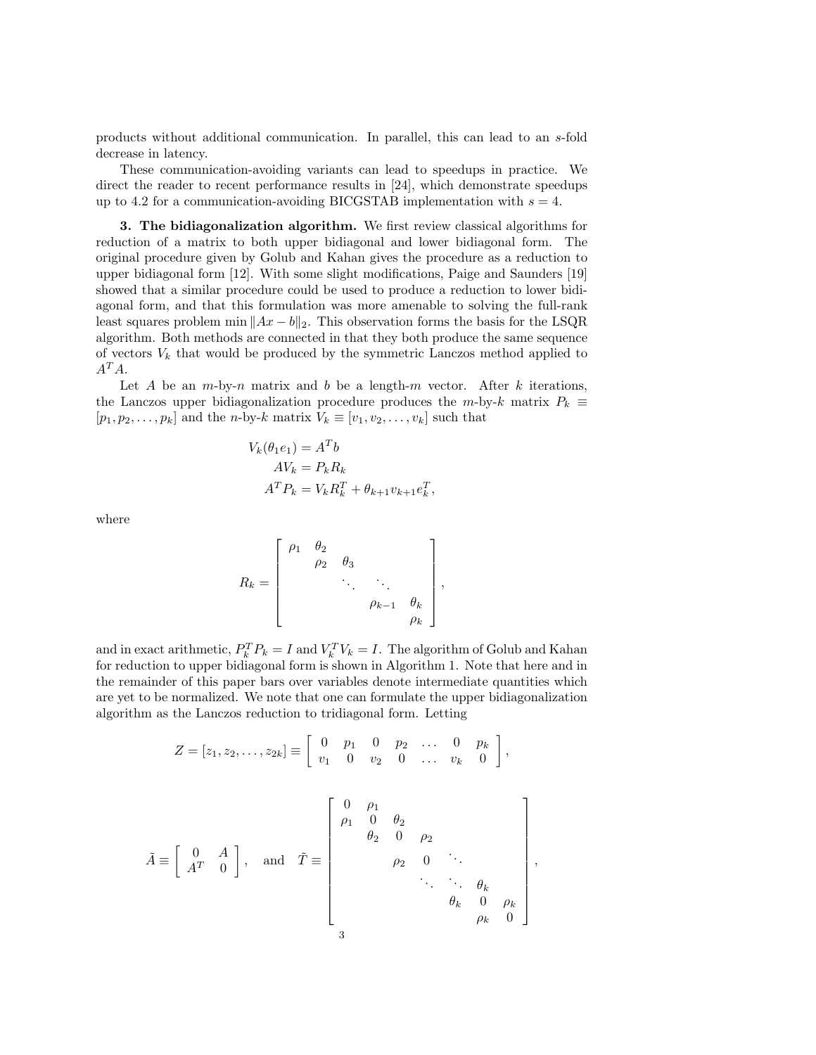products without additional communication. In parallel, this can lead to an $s$-fold decrease in latency.

These communication-avoiding variants can lead to speedups in practice. We direct the reader to recent performance results in [24], which demonstrate speedups up to 4.2 for a communication-avoiding BICGSTAB implementation with $s = 4$.

## 3. The bidiagonalization algorithm.

We first review classical algorithms for reduction of a matrix to both upper bidiagonal and lower bidiagonal form. The original procedure given by Golub and Kahan gives the procedure as a reduction to upper bidiagonal form [12]. With some slight modifications, Paige and Saunders [19] showed that a similar procedure could be used to produce a reduction to lower bidiagonal form, and that this formulation was more amenable to solving the full-rank least squares problem $\min \|Ax - b\|_2$. This observation forms the basis for the LSQR algorithm. Both methods are connected in that they both produce the same sequence of vectors $V_k$ that would be produced by the symmetric Lanczos method applied to $A^T A$.

Let $A$ be an $m$-by-$n$ matrix and $b$ be a length-$m$ vector. After $k$ iterations, the Lanczos upper bidiagonalization procedure produces the $m$-by-$k$ matrix $P_k \equiv [p_1, p_2, \ldots, p_k]$ and the $n$-by-$k$ matrix $V_k \equiv [v_1, v_2, \ldots, v_k]$ such that

$$
\begin{aligned}
V_k(\theta_1 e_1) &= A^T b \\
A V_k &= P_k R_k \\
A^T P_k &= V_k R_k^T + \theta_{k+1} v_{k+1} e_k^T,
\end{aligned}
$$

where

$$
R_k = \begin{bmatrix}
\rho_1 & \theta_2 & & & \\
& \rho_2 & \theta_3 & & \\
& & \ddots & \ddots & \\
& & & \rho_{k-1} & \theta_k \\
& & & & \rho_k
\end{bmatrix},
$$

and in exact arithmetic, $P_k^T P_k = I$ and $V_k^T V_k = I$. The algorithm of Golub and Kahan for reduction to upper bidiagonal form is shown in Algorithm 1. Note that here and in the remainder of this paper bars over variables denote intermediate quantities which are yet to be normalized. We note that one can formulate the upper bidiagonalization algorithm as the Lanczos reduction to tridiagonal form. Letting

$$
Z = [z_1, z_2, \ldots, z_{2k}] \equiv \begin{bmatrix} 0 & p_1 & 0 & p_2 & \ldots & 0 & p_k \\ v_1 & 0 & v_2 & 0 & \ldots & v_k & 0 \end{bmatrix},
$$

$$
\tilde{A} \equiv \begin{bmatrix} 0 & A \\ A^T & 0 \end{bmatrix}, \quad \text{and} \quad \tilde{T} \equiv \begin{bmatrix}
0 & \rho_1 & & & & & \\
\rho_1 & 0 & \theta_2 & & & & \\
& \theta_2 & 0 & \rho_2 & & & \\
& & \rho_2 & 0 & \ddots & & \\
& & & \ddots & \ddots & \theta_k & \\
& & & & \theta_k & 0 & \rho_k \\
& & & & & \rho_k & 0
\end{bmatrix},
$$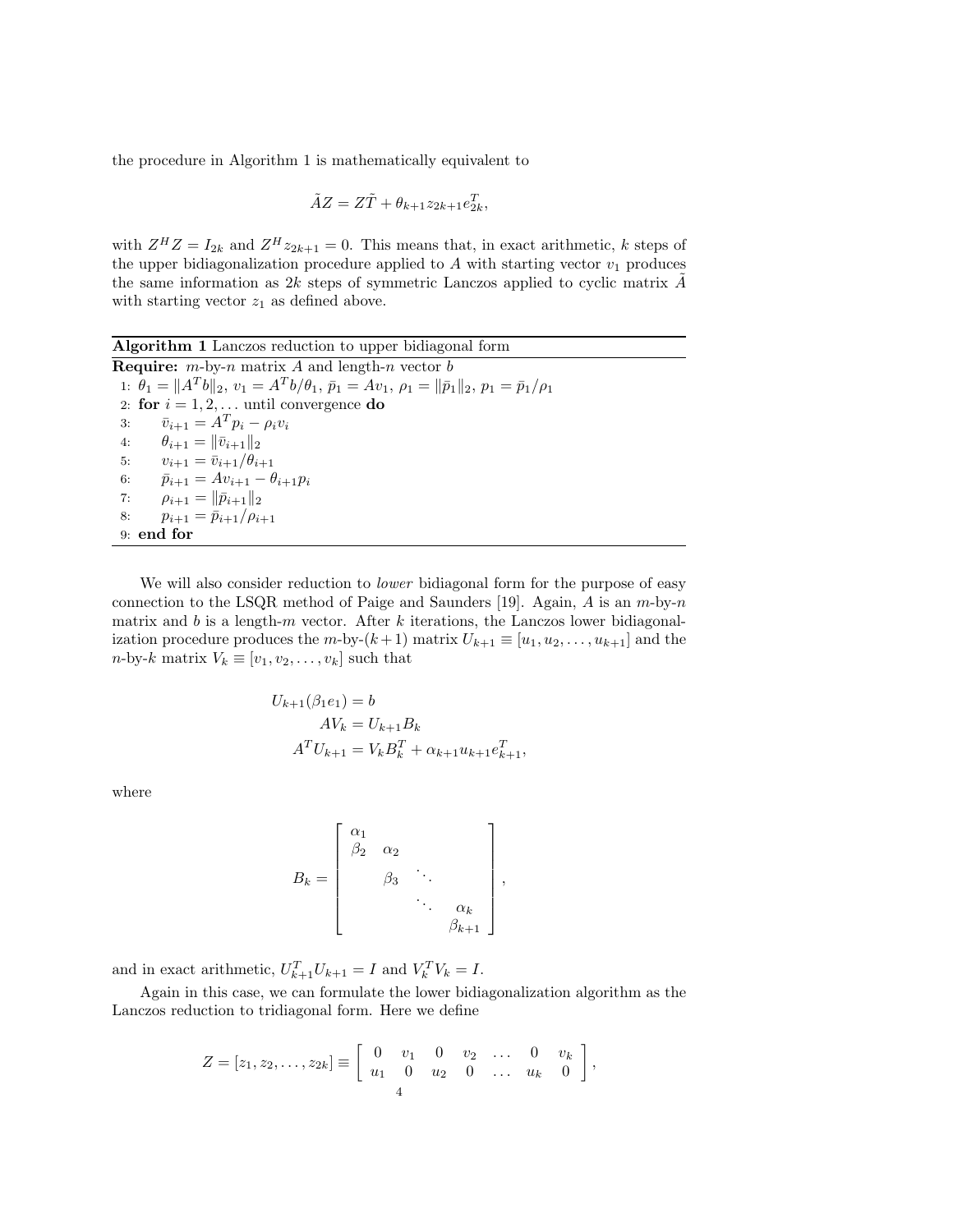the procedure in Algorithm 1 is mathematically equivalent to

$$\tilde{A}Z = Z\tilde{T} + \theta_{k+1} z_{2k+1} e_{2k}^T,$$

with $Z^H Z = I_{2k}$ and $Z^H z_{2k+1} = 0$. This means that, in exact arithmetic, $k$ steps of the upper bidiagonalization procedure applied to $A$ with starting vector $v_1$ produces the same information as $2k$ steps of symmetric Lanczos applied to cyclic matrix $\tilde{A}$ with starting vector $z_1$ as defined above.

**Algorithm 1** Lanczos reduction to upper bidiagonal form

**Require:** $m$-by-$n$ matrix $A$ and length-$n$ vector $b$

1: $\theta_1 = \|A^T b\|_2$, $v_1 = A^T b/\theta_1$, $\bar{p}_1 = Av_1$, $\rho_1 = \|\bar{p}_1\|_2$, $p_1 = \bar{p}_1/\rho_1$
2: **for** $i = 1, 2, \ldots$ until convergence **do**
3: $\quad\bar{v}_{i+1} = A^T p_i - \rho_i v_i$
4: $\quad\theta_{i+1} = \|\bar{v}_{i+1}\|_2$
5: $\quad v_{i+1} = \bar{v}_{i+1}/\theta_{i+1}$
6: $\quad\bar{p}_{i+1} = Av_{i+1} - \theta_{i+1} p_i$
7: $\quad\rho_{i+1} = \|\bar{p}_{i+1}\|_2$
8: $\quad p_{i+1} = \bar{p}_{i+1}/\rho_{i+1}$
9: **end for**

We will also consider reduction to *lower* bidiagonal form for the purpose of easy connection to the LSQR method of Paige and Saunders [19]. Again, $A$ is an $m$-by-$n$ matrix and $b$ is a length-$m$ vector. After $k$ iterations, the Lanczos lower bidiagonalization procedure produces the $m$-by-$(k+1)$ matrix $U_{k+1} \equiv [u_1, u_2, \ldots, u_{k+1}]$ and the $n$-by-$k$ matrix $V_k \equiv [v_1, v_2, \ldots, v_k]$ such that

$$\begin{aligned} U_{k+1}(\beta_1 e_1) &= b \\ AV_k &= U_{k+1} B_k \\ A^T U_{k+1} &= V_k B_k^T + \alpha_{k+1} u_{k+1} e_{k+1}^T, \end{aligned}$$

where

$$B_k = \begin{bmatrix} \alpha_1 & & & \\ \beta_2 & \alpha_2 & & \\ & \beta_3 & \ddots & \\ & & \ddots & \alpha_k \\ & & & \beta_{k+1} \end{bmatrix},$$

and in exact arithmetic, $U_{k+1}^T U_{k+1} = I$ and $V_k^T V_k = I$.

Again in this case, we can formulate the lower bidiagonalization algorithm as the Lanczos reduction to tridiagonal form. Here we define

$$Z = [z_1, z_2, \ldots, z_{2k}] \equiv \begin{bmatrix} 0 & v_1 & 0 & v_2 & \ldots & 0 & v_k \\ u_1 & 0 & u_2 & 0 & \ldots & u_k & 0 \end{bmatrix},$$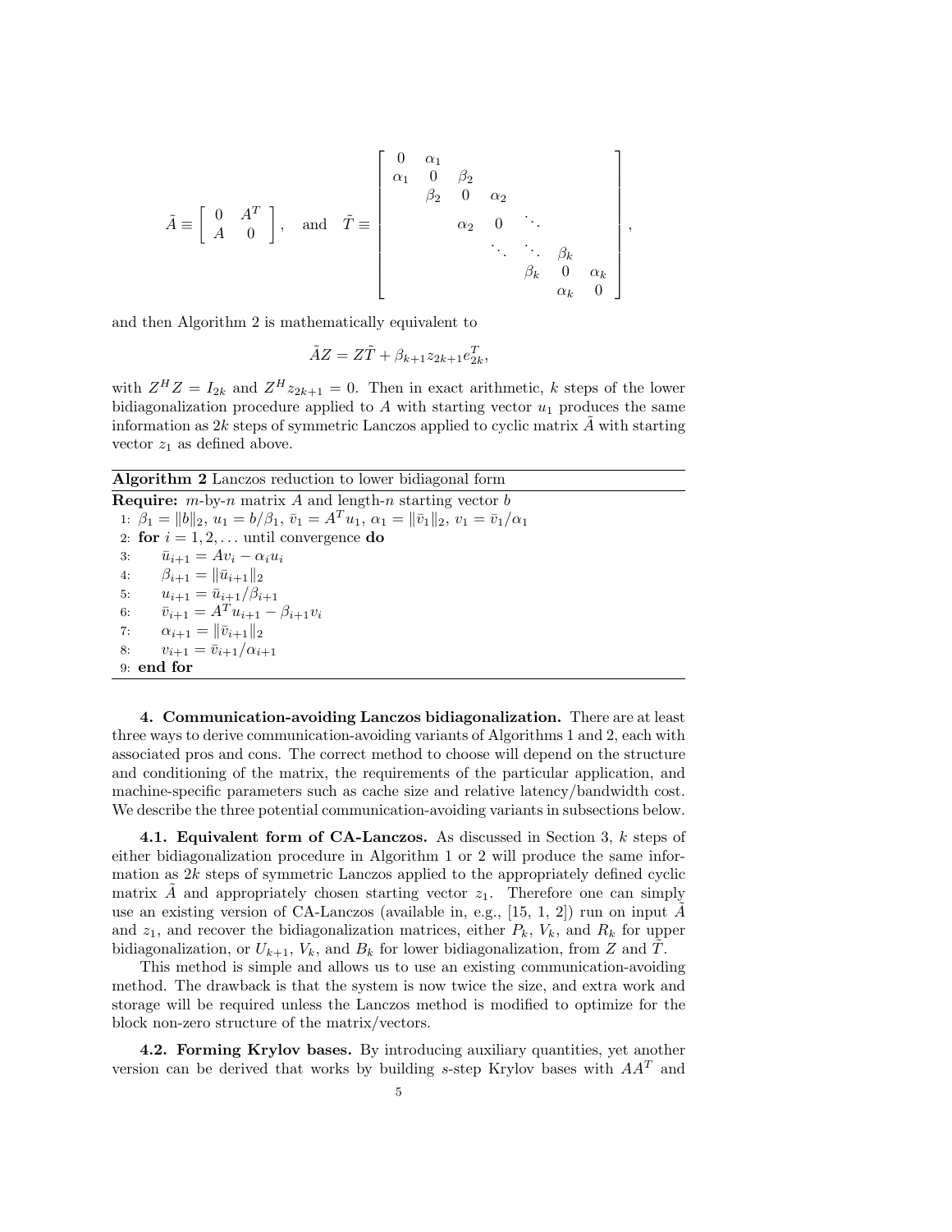$$
\tilde{A} \equiv \begin{bmatrix} 0 & A^T \\ A & 0 \end{bmatrix}, \quad \text{and} \quad \tilde{T} \equiv \begin{bmatrix} 0 & \alpha_1 & & & & & & \\ \alpha_1 & 0 & \beta_2 & & & & & \\ & \beta_2 & 0 & \alpha_2 & & & & \\ & & \alpha_2 & 0 & \ddots & & & \\ & & & \ddots & \ddots & \beta_k & & \\ & & & & \beta_k & 0 & \alpha_k \\ & & & & & \alpha_k & 0 \end{bmatrix},
$$

and then Algorithm 2 is mathematically equivalent to

$$
\tilde{A}Z = Z\tilde{T} + \beta_{k+1} z_{2k+1} e_{2k}^T,
$$

with $Z^H Z = I_{2k}$ and $Z^H z_{2k+1} = 0$. Then in exact arithmetic, $k$ steps of the lower bidiagonalization procedure applied to $A$ with starting vector $u_1$ produces the same information as $2k$ steps of symmetric Lanczos applied to cyclic matrix $\tilde{A}$ with starting vector $z_1$ as defined above.

**Algorithm 2** Lanczos reduction to lower bidiagonal form

**Require:** $m$-by-$n$ matrix $A$ and length-$n$ starting vector $b$

1: $\beta_1 = \|b\|_2$, $u_1 = b/\beta_1$, $\bar{v}_1 = A^T u_1$, $\alpha_1 = \|\bar{v}_1\|_2$, $v_1 = \bar{v}_1/\alpha_1$
2: **for** $i = 1, 2, \ldots$ until convergence **do**
3: $\quad \bar{u}_{i+1} = Av_i - \alpha_i u_i$
4: $\quad \beta_{i+1} = \|\bar{u}_{i+1}\|_2$
5: $\quad u_{i+1} = \bar{u}_{i+1}/\beta_{i+1}$
6: $\quad \bar{v}_{i+1} = A^T u_{i+1} - \beta_{i+1} v_i$
7: $\quad \alpha_{i+1} = \|\bar{v}_{i+1}\|_2$
8: $\quad v_{i+1} = \bar{v}_{i+1}/\alpha_{i+1}$
9: **end for**

## 4. Communication-avoiding Lanczos bidiagonalization.

There are at least three ways to derive communication-avoiding variants of Algorithms 1 and 2, each with associated pros and cons. The correct method to choose will depend on the structure and conditioning of the matrix, the requirements of the particular application, and machine-specific parameters such as cache size and relative latency/bandwidth cost. We describe the three potential communication-avoiding variants in subsections below.

### 4.1. Equivalent form of CA-Lanczos.

As discussed in Section 3, $k$ steps of either bidiagonalization procedure in Algorithm 1 or 2 will produce the same information as $2k$ steps of symmetric Lanczos applied to the appropriately defined cyclic matrix $\tilde{A}$ and appropriately chosen starting vector $z_1$. Therefore one can simply use an existing version of CA-Lanczos (available in, e.g., [15, 1, 2]) run on input $\tilde{A}$ and $z_1$, and recover the bidiagonalization matrices, either $P_k$, $V_k$, and $R_k$ for upper bidiagonalization, or $U_{k+1}$, $V_k$, and $B_k$ for lower bidiagonalization, from $Z$ and $\tilde{T}$.

This method is simple and allows us to use an existing communication-avoiding method. The drawback is that the system is now twice the size, and extra work and storage will be required unless the Lanczos method is modified to optimize for the block non-zero structure of the matrix/vectors.

### 4.2. Forming Krylov bases.

By introducing auxiliary quantities, yet another version can be derived that works by building $s$-step Krylov bases with $AA^T$ and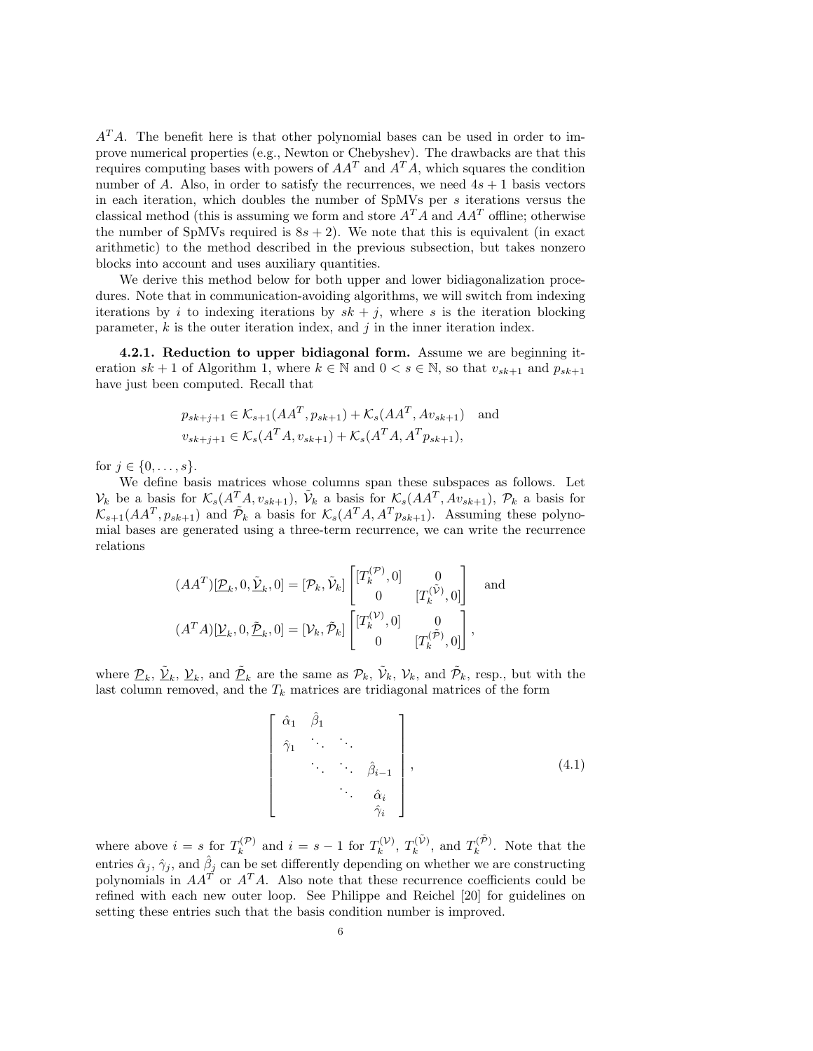$A^TA$. The benefit here is that other polynomial bases can be used in order to improve numerical properties (e.g., Newton or Chebyshev). The drawbacks are that this requires computing bases with powers of $AA^T$ and $A^TA$, which squares the condition number of $A$. Also, in order to satisfy the recurrences, we need $4s+1$ basis vectors in each iteration, which doubles the number of SpMVs per $s$ iterations versus the classical method (this is assuming we form and store $A^TA$ and $AA^T$ offline; otherwise the number of SpMVs required is $8s+2$). We note that this is equivalent (in exact arithmetic) to the method described in the previous subsection, but takes nonzero blocks into account and uses auxiliary quantities.

We derive this method below for both upper and lower bidiagonalization procedures. Note that in communication-avoiding algorithms, we will switch from indexing iterations by $i$ to indexing iterations by $sk+j$, where $s$ is the iteration blocking parameter, $k$ is the outer iteration index, and $j$ in the inner iteration index.

**4.2.1. Reduction to upper bidiagonal form.** Assume we are beginning iteration $sk+1$ of Algorithm 1, where $k \in \mathbb{N}$ and $0 < s \in \mathbb{N}$, so that $v_{sk+1}$ and $p_{sk+1}$ have just been computed. Recall that

$$p_{sk+j+1} \in \mathcal{K}_{s+1}(AA^T, p_{sk+1}) + \mathcal{K}_s(AA^T, Av_{sk+1}) \quad \text{and}$$
$$v_{sk+j+1} \in \mathcal{K}_s(A^TA, v_{sk+1}) + \mathcal{K}_s(A^TA, A^Tp_{sk+1}),$$

for $j \in \{0, \ldots, s\}$.

We define basis matrices whose columns span these subspaces as follows. Let $\mathcal{V}_k$ be a basis for $\mathcal{K}_s(A^TA, v_{sk+1})$, $\tilde{\mathcal{V}}_k$ a basis for $\mathcal{K}_s(AA^T, Av_{sk+1})$, $\mathcal{P}_k$ a basis for $\mathcal{K}_{s+1}(AA^T, p_{sk+1})$ and $\tilde{\mathcal{P}}_k$ a basis for $\mathcal{K}_s(A^TA, A^Tp_{sk+1})$. Assuming these polynomial bases are generated using a three-term recurrence, we can write the recurrence relations

$$(AA^T)[\underline{\mathcal{P}}_k, 0, \underline{\tilde{\mathcal{V}}}_k, 0] = [\mathcal{P}_k, \tilde{\mathcal{V}}_k] \begin{bmatrix} [T_k^{(\mathcal{P})}, 0] & 0 \\ 0 & [T_k^{(\tilde{\mathcal{V}})}, 0] \end{bmatrix} \quad \text{and}$$
$$(A^TA)[\underline{\mathcal{V}}_k, 0, \underline{\tilde{\mathcal{P}}}_k, 0] = [\mathcal{V}_k, \tilde{\mathcal{P}}_k] \begin{bmatrix} [T_k^{(\mathcal{V})}, 0] & 0 \\ 0 & [T_k^{(\tilde{\mathcal{P}})}, 0] \end{bmatrix},$$

where $\underline{\mathcal{P}}_k$, $\underline{\tilde{\mathcal{V}}}_k$, $\underline{\mathcal{V}}_k$, and $\underline{\tilde{\mathcal{P}}}_k$ are the same as $\mathcal{P}_k$, $\tilde{\mathcal{V}}_k$, $\mathcal{V}_k$, and $\tilde{\mathcal{P}}_k$, resp., but with the last column removed, and the $T_k$ matrices are tridiagonal matrices of the form

$$\begin{bmatrix} \hat{\alpha}_1 & \hat{\beta}_1 & & \\ \hat{\gamma}_1 & \ddots & \ddots & \\ & \ddots & \ddots & \hat{\beta}_{i-1} \\ & & \ddots & \hat{\alpha}_i \\ & & & \hat{\gamma}_i \end{bmatrix}, \tag{4.1}$$

where above $i = s$ for $T_k^{(\mathcal{P})}$ and $i = s-1$ for $T_k^{(\mathcal{V})}$, $T_k^{(\tilde{\mathcal{V}})}$, and $T_k^{(\tilde{\mathcal{P}})}$. Note that the entries $\hat{\alpha}_j$, $\hat{\gamma}_j$, and $\hat{\beta}_j$ can be set differently depending on whether we are constructing polynomials in $AA^T$ or $A^TA$. Also note that these recurrence coefficients could be refined with each new outer loop. See Philippe and Reichel [20] for guidelines on setting these entries such that the basis condition number is improved.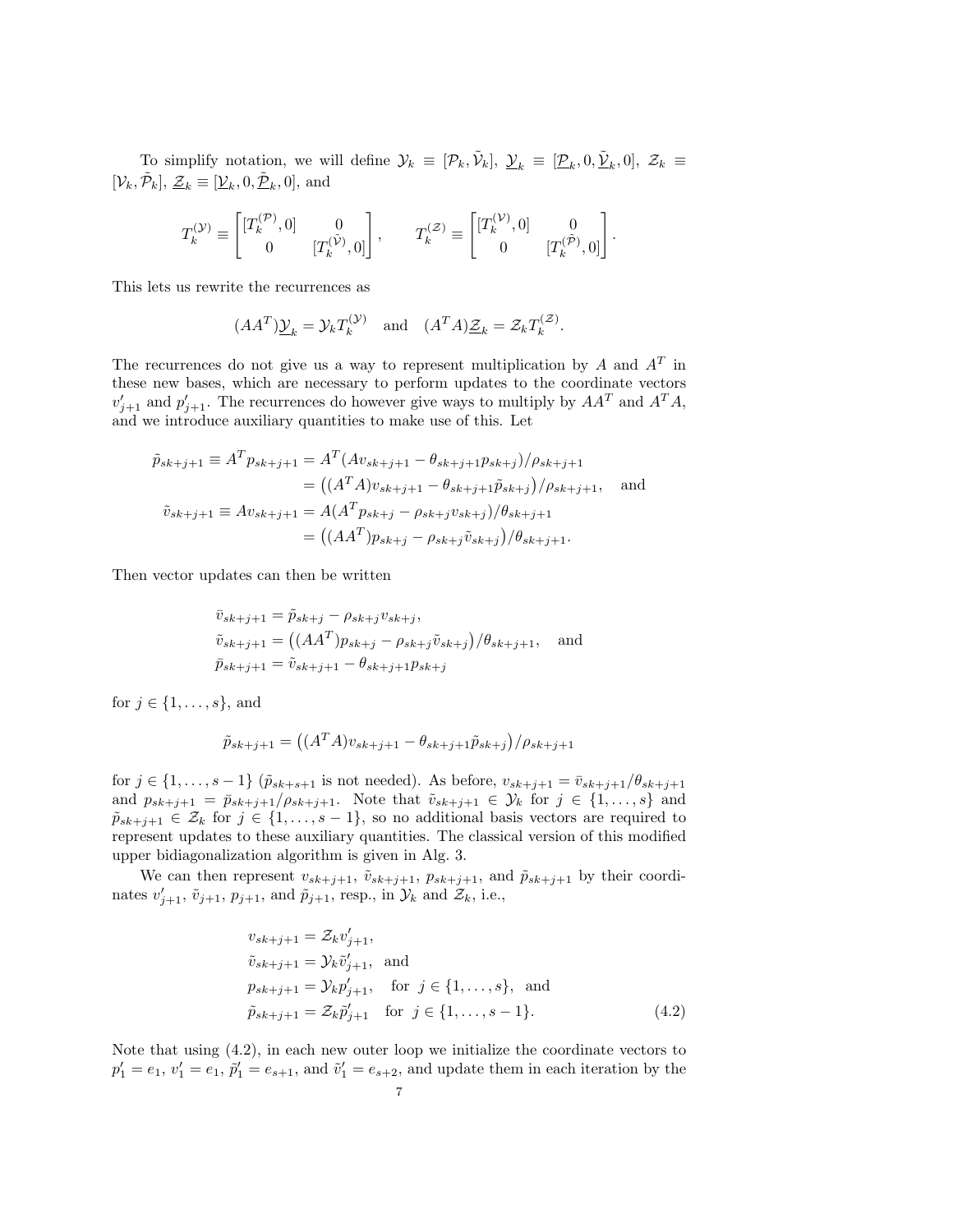To simplify notation, we will define $\mathcal{Y}_k \equiv [\mathcal{P}_k, \tilde{\mathcal{V}}_k]$, $\underline{\mathcal{Y}}_k \equiv [\underline{\mathcal{P}}_k, 0, \underline{\tilde{\mathcal{V}}}_k, 0]$, $\mathcal{Z}_k \equiv [\mathcal{V}_k, \tilde{\mathcal{P}}_k]$, $\underline{\mathcal{Z}}_k \equiv [\underline{\mathcal{V}}_k, 0, \underline{\tilde{\mathcal{P}}}_k, 0]$, and

$$T_k^{(\mathcal{Y})} \equiv \begin{bmatrix} [T_k^{(\mathcal{P})}, 0] & 0 \\ 0 & [T_k^{(\tilde{\mathcal{V}})}, 0] \end{bmatrix}, \qquad T_k^{(\mathcal{Z})} \equiv \begin{bmatrix} [T_k^{(\mathcal{V})}, 0] & 0 \\ 0 & [T_k^{(\tilde{\mathcal{P}})}, 0] \end{bmatrix}.$$

This lets us rewrite the recurrences as

$$(AA^T)\underline{\mathcal{Y}}_k = \mathcal{Y}_k T_k^{(\mathcal{Y})} \quad \text{and} \quad (A^T A)\underline{\mathcal{Z}}_k = \mathcal{Z}_k T_k^{(\mathcal{Z})}.$$

The recurrences do not give us a way to represent multiplication by $A$ and $A^T$ in these new bases, which are necessary to perform updates to the coordinate vectors $v'_{j+1}$ and $p'_{j+1}$. The recurrences do however give ways to multiply by $AA^T$ and $A^T A$, and we introduce auxiliary quantities to make use of this. Let

$$\begin{aligned}
\tilde{p}_{sk+j+1} \equiv A^T p_{sk+j+1} &= A^T(Av_{sk+j+1} - \theta_{sk+j+1} p_{sk+j})/\rho_{sk+j+1} \\
&= \big((A^T A)v_{sk+j+1} - \theta_{sk+j+1}\tilde{p}_{sk+j}\big)/\rho_{sk+j+1}, \quad \text{and} \\
\tilde{v}_{sk+j+1} \equiv Av_{sk+j+1} &= A(A^T p_{sk+j} - \rho_{sk+j} v_{sk+j})/\theta_{sk+j+1} \\
&= \big((AA^T)p_{sk+j} - \rho_{sk+j}\tilde{v}_{sk+j}\big)/\theta_{sk+j+1}.
\end{aligned}$$

Then vector updates can then be written

$$\begin{aligned}
\bar{v}_{sk+j+1} &= \tilde{p}_{sk+j} - \rho_{sk+j} v_{sk+j}, \\
\tilde{v}_{sk+j+1} &= \big((AA^T)p_{sk+j} - \rho_{sk+j}\tilde{v}_{sk+j}\big)/\theta_{sk+j+1}, \quad \text{and} \\
\bar{p}_{sk+j+1} &= \tilde{v}_{sk+j+1} - \theta_{sk+j+1} p_{sk+j}
\end{aligned}$$

for $j \in \{1, \ldots, s\}$, and

$$\tilde{p}_{sk+j+1} = \big((A^T A)v_{sk+j+1} - \theta_{sk+j+1}\tilde{p}_{sk+j}\big)/\rho_{sk+j+1}$$

for $j \in \{1, \ldots, s-1\}$ ($\tilde{p}_{sk+s+1}$ is not needed). As before, $v_{sk+j+1} = \bar{v}_{sk+j+1}/\theta_{sk+j+1}$ and $p_{sk+j+1} = \bar{p}_{sk+j+1}/\rho_{sk+j+1}$. Note that $\tilde{v}_{sk+j+1} \in \mathcal{Y}_k$ for $j \in \{1, \ldots, s\}$ and $\tilde{p}_{sk+j+1} \in \mathcal{Z}_k$ for $j \in \{1, \ldots, s-1\}$, so no additional basis vectors are required to represent updates to these auxiliary quantities. The classical version of this modified upper bidiagonalization algorithm is given in Alg. 3.

We can then represent $v_{sk+j+1}$, $\tilde{v}_{sk+j+1}$, $p_{sk+j+1}$, and $\tilde{p}_{sk+j+1}$ by their coordinates $v'_{j+1}$, $\tilde{v}_{j+1}$, $p_{j+1}$, and $\tilde{p}_{j+1}$, resp., in $\mathcal{Y}_k$ and $\mathcal{Z}_k$, i.e.,

$$\begin{aligned}
v_{sk+j+1} &= \mathcal{Z}_k v'_{j+1}, \\
\tilde{v}_{sk+j+1} &= \mathcal{Y}_k \tilde{v}'_{j+1}, \quad \text{and} \\
p_{sk+j+1} &= \mathcal{Y}_k p'_{j+1}, \quad \text{for } j \in \{1, \ldots, s\}, \quad \text{and} \\
\tilde{p}_{sk+j+1} &= \mathcal{Z}_k \tilde{p}'_{j+1} \quad \text{for } j \in \{1, \ldots, s-1\}.
\end{aligned} \tag{4.2}$$

Note that using (4.2), in each new outer loop we initialize the coordinate vectors to $p'_1 = e_1$, $v'_1 = e_1$, $\tilde{p}'_1 = e_{s+1}$, and $\tilde{v}'_1 = e_{s+2}$, and update them in each iteration by the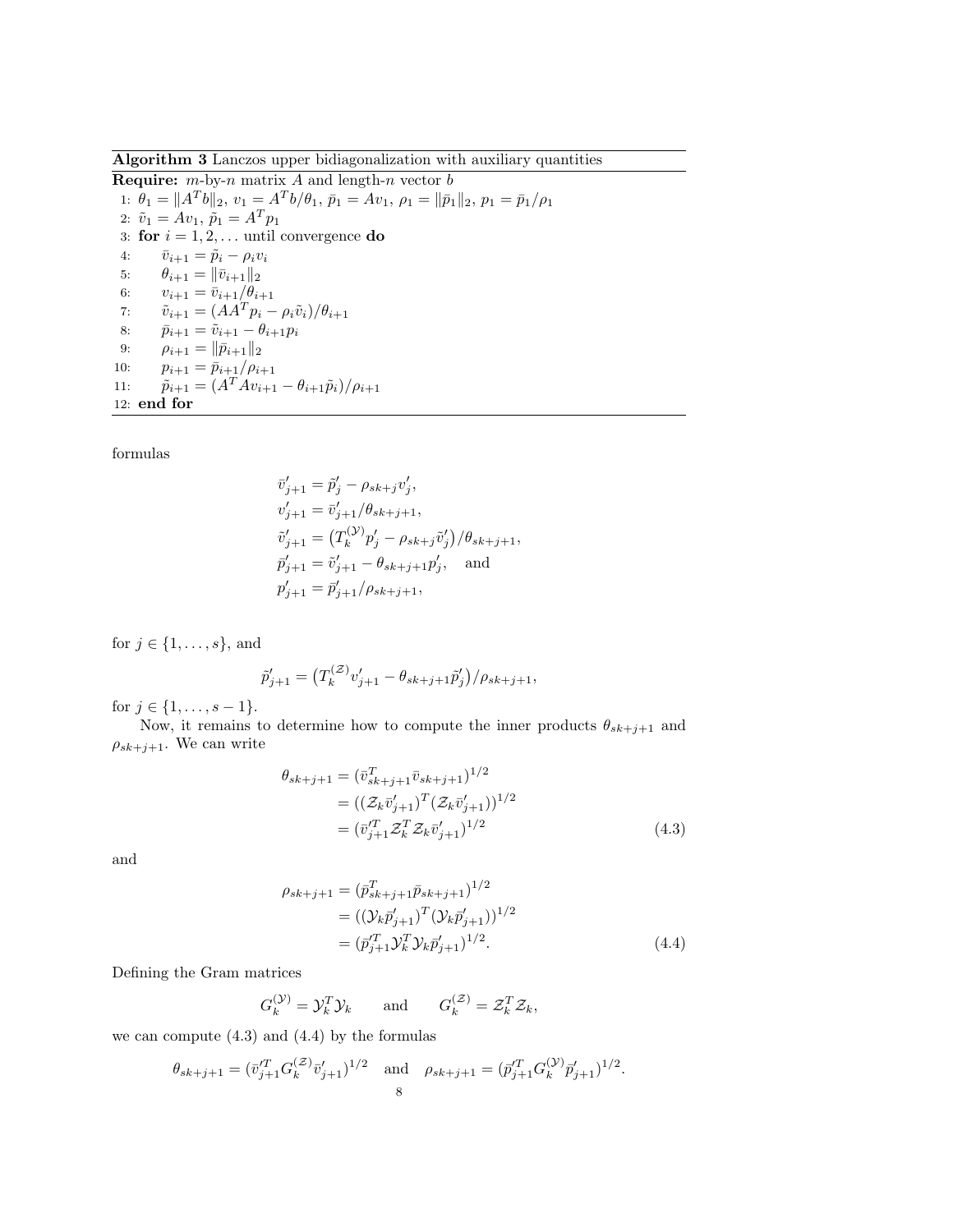**Algorithm 3** Lanczos upper bidiagonalization with auxiliary quantities

**Require:** $m$-by-$n$ matrix $A$ and length-$n$ vector $b$

1: $\theta_1 = \|A^T b\|_2$, $v_1 = A^T b/\theta_1$, $\bar{p}_1 = Av_1$, $\rho_1 = \|\bar{p}_1\|_2$, $p_1 = \bar{p}_1/\rho_1$
2: $\tilde{v}_1 = Av_1$, $\tilde{p}_1 = A^T p_1$
3: **for** $i = 1, 2, \ldots$ until convergence **do**
4: $\quad\bar{v}_{i+1} = \tilde{p}_i - \rho_i v_i$
5: $\quad\theta_{i+1} = \|\bar{v}_{i+1}\|_2$
6: $\quad v_{i+1} = \bar{v}_{i+1}/\theta_{i+1}$
7: $\quad\tilde{v}_{i+1} = (AA^T p_i - \rho_i \tilde{v}_i)/\theta_{i+1}$
8: $\quad\bar{p}_{i+1} = \tilde{v}_{i+1} - \theta_{i+1} p_i$
9: $\quad\rho_{i+1} = \|\bar{p}_{i+1}\|_2$
10: $\quad p_{i+1} = \bar{p}_{i+1}/\rho_{i+1}$
11: $\quad\tilde{p}_{i+1} = (A^T A v_{i+1} - \theta_{i+1}\tilde{p}_i)/\rho_{i+1}$
12: **end for**

formulas

$$
\begin{aligned}
\bar{v}'_{j+1} &= \tilde{p}'_j - \rho_{sk+j} v'_j, \\
v'_{j+1} &= \bar{v}'_{j+1}/\theta_{sk+j+1}, \\
\tilde{v}'_{j+1} &= \big(T_k^{(\mathcal{Y})} p'_j - \rho_{sk+j}\tilde{v}'_j\big)/\theta_{sk+j+1}, \\
\bar{p}'_{j+1} &= \tilde{v}'_{j+1} - \theta_{sk+j+1} p'_j, \quad \text{and} \\
p'_{j+1} &= \bar{p}'_{j+1}/\rho_{sk+j+1},
\end{aligned}
$$

for $j \in \{1, \ldots, s\}$, and

$$
\tilde{p}'_{j+1} = \big(T_k^{(\mathcal{Z})} v'_{j+1} - \theta_{sk+j+1}\tilde{p}'_j\big)/\rho_{sk+j+1},
$$

for $j \in \{1, \ldots, s-1\}$.

Now, it remains to determine how to compute the inner products $\theta_{sk+j+1}$ and $\rho_{sk+j+1}$. We can write

$$
\begin{aligned}
\theta_{sk+j+1} &= (\bar{v}_{sk+j+1}^T \bar{v}_{sk+j+1})^{1/2} \\
&= ((\mathcal{Z}_k \bar{v}'_{j+1})^T (\mathcal{Z}_k \bar{v}'_{j+1}))^{1/2} \\
&= (\bar{v}'^T_{j+1} \mathcal{Z}_k^T \mathcal{Z}_k \bar{v}'_{j+1})^{1/2}
\end{aligned} \tag{4.3}
$$

and

$$
\begin{aligned}
\rho_{sk+j+1} &= (\bar{p}_{sk+j+1}^T \bar{p}_{sk+j+1})^{1/2} \\
&= ((\mathcal{Y}_k \bar{p}'_{j+1})^T (\mathcal{Y}_k \bar{p}'_{j+1}))^{1/2} \\
&= (\bar{p}'^T_{j+1} \mathcal{Y}_k^T \mathcal{Y}_k \bar{p}'_{j+1})^{1/2}.
\end{aligned} \tag{4.4}
$$

Defining the Gram matrices

$$
G_k^{(\mathcal{Y})} = \mathcal{Y}_k^T \mathcal{Y}_k \qquad \text{and} \qquad G_k^{(\mathcal{Z})} = \mathcal{Z}_k^T \mathcal{Z}_k,
$$

we can compute (4.3) and (4.4) by the formulas

$$
\theta_{sk+j+1} = (\bar{v}'^T_{j+1} G_k^{(\mathcal{Z})} \bar{v}'_{j+1})^{1/2} \quad \text{and} \quad \rho_{sk+j+1} = (\bar{p}'^T_{j+1} G_k^{(\mathcal{Y})} \bar{p}'_{j+1})^{1/2}.
$$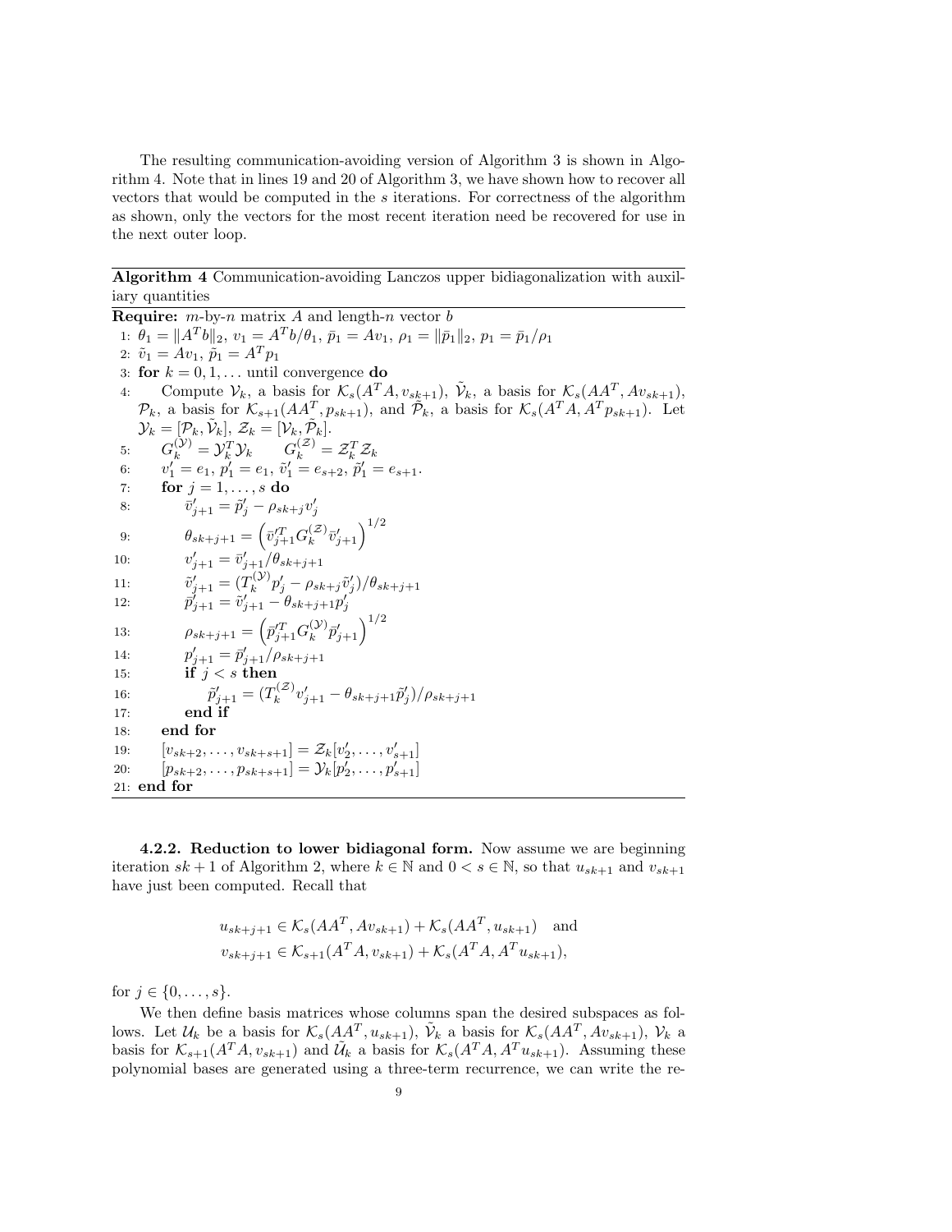The resulting communication-avoiding version of Algorithm 3 is shown in Algorithm 4. Note that in lines 19 and 20 of Algorithm 3, we have shown how to recover all vectors that would be computed in the $s$ iterations. For correctness of the algorithm as shown, only the vectors for the most recent iteration need be recovered for use in the next outer loop.

---

**Algorithm 4** Communication-avoiding Lanczos upper bidiagonalization with auxiliary quantities

---

**Require:** $m$-by-$n$ matrix $A$ and length-$n$ vector $b$

1: $\theta_1 = \|A^T b\|_2$, $v_1 = A^T b/\theta_1$, $\bar{p}_1 = Av_1$, $\rho_1 = \|\bar{p}_1\|_2$, $p_1 = \bar{p}_1/\rho_1$
2: $\tilde{v}_1 = Av_1$, $\tilde{p}_1 = A^T p_1$
3: **for** $k = 0, 1, \ldots$ until convergence **do**
4: &nbsp;&nbsp;&nbsp;&nbsp;Compute $\mathcal{V}_k$, a basis for $\mathcal{K}_s(A^T A, v_{sk+1})$, $\tilde{\mathcal{V}}_k$, a basis for $\mathcal{K}_s(AA^T, Av_{sk+1})$, $\mathcal{P}_k$, a basis for $\mathcal{K}_{s+1}(AA^T, p_{sk+1})$, and $\tilde{\mathcal{P}}_k$, a basis for $\mathcal{K}_s(A^T A, A^T p_{sk+1})$. Let $\mathcal{Y}_k = [\mathcal{P}_k, \tilde{\mathcal{V}}_k]$, $\mathcal{Z}_k = [\mathcal{V}_k, \tilde{\mathcal{P}}_k]$.
5: &nbsp;&nbsp;&nbsp;&nbsp;$G_k^{(\mathcal{Y})} = \mathcal{Y}_k^T \mathcal{Y}_k \qquad G_k^{(\mathcal{Z})} = \mathcal{Z}_k^T \mathcal{Z}_k$
6: &nbsp;&nbsp;&nbsp;&nbsp;$v_1' = e_1$, $p_1' = e_1$, $\tilde{v}_1' = e_{s+2}$, $\tilde{p}_1' = e_{s+1}$.
7: &nbsp;&nbsp;&nbsp;&nbsp;**for** $j = 1, \ldots, s$ **do**
8: &nbsp;&nbsp;&nbsp;&nbsp;&nbsp;&nbsp;&nbsp;&nbsp;$\bar{v}_{j+1}' = \tilde{p}_j' - \rho_{sk+j} v_j'$
9: &nbsp;&nbsp;&nbsp;&nbsp;&nbsp;&nbsp;&nbsp;&nbsp;$\theta_{sk+j+1} = \left(\bar{v}_{j+1}'^T G_k^{(\mathcal{Z})} \bar{v}_{j+1}'\right)^{1/2}$
10: &nbsp;&nbsp;&nbsp;&nbsp;&nbsp;&nbsp;&nbsp;&nbsp;$v_{j+1}' = \bar{v}_{j+1}'/\theta_{sk+j+1}$
11: &nbsp;&nbsp;&nbsp;&nbsp;&nbsp;&nbsp;&nbsp;&nbsp;$\tilde{v}_{j+1}' = (T_k^{(\mathcal{Y})} p_j' - \rho_{sk+j} \tilde{v}_j')/\theta_{sk+j+1}$
12: &nbsp;&nbsp;&nbsp;&nbsp;&nbsp;&nbsp;&nbsp;&nbsp;$\bar{p}_{j+1}' = \tilde{v}_{j+1}' - \theta_{sk+j+1} p_j'$
13: &nbsp;&nbsp;&nbsp;&nbsp;&nbsp;&nbsp;&nbsp;&nbsp;$\rho_{sk+j+1} = \left(\bar{p}_{j+1}'^T G_k^{(\mathcal{Y})} \bar{p}_{j+1}'\right)^{1/2}$
14: &nbsp;&nbsp;&nbsp;&nbsp;&nbsp;&nbsp;&nbsp;&nbsp;$p_{j+1}' = \bar{p}_{j+1}'/\rho_{sk+j+1}$
15: &nbsp;&nbsp;&nbsp;&nbsp;&nbsp;&nbsp;&nbsp;&nbsp;**if** $j < s$ **then**
16: &nbsp;&nbsp;&nbsp;&nbsp;&nbsp;&nbsp;&nbsp;&nbsp;&nbsp;&nbsp;&nbsp;&nbsp;$\tilde{p}_{j+1}' = (T_k^{(\mathcal{Z})} v_{j+1}' - \theta_{sk+j+1} \tilde{p}_j')/\rho_{sk+j+1}$
17: &nbsp;&nbsp;&nbsp;&nbsp;&nbsp;&nbsp;&nbsp;&nbsp;**end if**
18: &nbsp;&nbsp;&nbsp;&nbsp;**end for**
19: &nbsp;&nbsp;&nbsp;&nbsp;$[v_{sk+2}, \ldots, v_{sk+s+1}] = \mathcal{Z}_k [v_2', \ldots, v_{s+1}']$
20: &nbsp;&nbsp;&nbsp;&nbsp;$[p_{sk+2}, \ldots, p_{sk+s+1}] = \mathcal{Y}_k [p_2', \ldots, p_{s+1}']$
21: **end for**

---

**4.2.2. Reduction to lower bidiagonal form.** Now assume we are beginning iteration $sk+1$ of Algorithm 2, where $k \in \mathbb{N}$ and $0 < s \in \mathbb{N}$, so that $u_{sk+1}$ and $v_{sk+1}$ have just been computed. Recall that

$$u_{sk+j+1} \in \mathcal{K}_s(AA^T, Av_{sk+1}) + \mathcal{K}_s(AA^T, u_{sk+1}) \quad \text{and}$$
$$v_{sk+j+1} \in \mathcal{K}_{s+1}(A^T A, v_{sk+1}) + \mathcal{K}_s(A^T A, A^T u_{sk+1}),$$

for $j \in \{0, \ldots, s\}$.

We then define basis matrices whose columns span the desired subspaces as follows. Let $\mathcal{U}_k$ be a basis for $\mathcal{K}_s(AA^T, u_{sk+1})$, $\tilde{\mathcal{V}}_k$ a basis for $\mathcal{K}_s(AA^T, Av_{sk+1})$, $\mathcal{V}_k$ a basis for $\mathcal{K}_{s+1}(A^T A, v_{sk+1})$ and $\tilde{\mathcal{U}}_k$ a basis for $\mathcal{K}_s(A^T A, A^T u_{sk+1})$. Assuming these polynomial bases are generated using a three-term recurrence, we can write the re-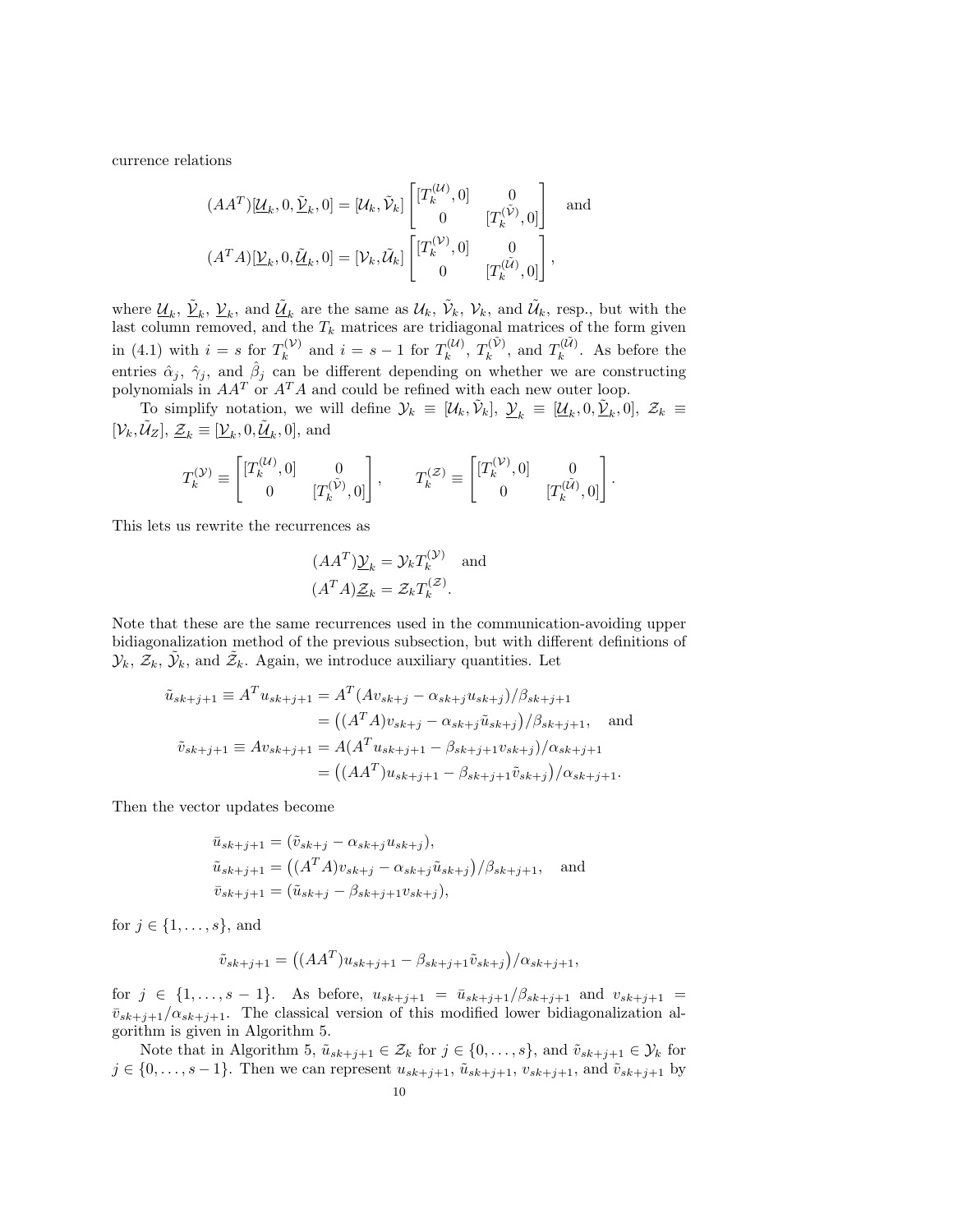currence relations

$$
(AA^T)[\underline{\mathcal{U}}_k, 0, \underline{\tilde{\mathcal{V}}}_k, 0] = [\mathcal{U}_k, \tilde{\mathcal{V}}_k] \begin{bmatrix} [T_k^{(\mathcal{U})}, 0] & 0 \\ 0 & [T_k^{(\tilde{\mathcal{V}})}, 0] \end{bmatrix} \quad \text{and}
$$

$$
(A^T A)[\underline{\mathcal{V}}_k, 0, \underline{\tilde{\mathcal{U}}}_k, 0] = [\mathcal{V}_k, \tilde{\mathcal{U}}_k] \begin{bmatrix} [T_k^{(\mathcal{V})}, 0] & 0 \\ 0 & [T_k^{(\tilde{\mathcal{U}})}, 0] \end{bmatrix},
$$

where $\underline{\mathcal{U}}_k$, $\underline{\tilde{\mathcal{V}}}_k$, $\underline{\mathcal{V}}_k$, and $\underline{\tilde{\mathcal{U}}}_k$ are the same as $\mathcal{U}_k$, $\tilde{\mathcal{V}}_k$, $\mathcal{V}_k$, and $\tilde{\mathcal{U}}_k$, resp., but with the last column removed, and the $T_k$ matrices are tridiagonal matrices of the form given in (4.1) with $i = s$ for $T_k^{(\mathcal{V})}$ and $i = s-1$ for $T_k^{(\mathcal{U})}$, $T_k^{(\tilde{\mathcal{V}})}$, and $T_k^{(\tilde{\mathcal{U}})}$. As before the entries $\hat{\alpha}_j$, $\hat{\gamma}_j$, and $\hat{\beta}_j$ can be different depending on whether we are constructing polynomials in $AA^T$ or $A^T A$ and could be refined with each new outer loop.

To simplify notation, we will define $\mathcal{Y}_k \equiv [\mathcal{U}_k, \tilde{\mathcal{V}}_k]$, $\underline{\mathcal{Y}}_k \equiv [\underline{\mathcal{U}}_k, 0, \underline{\tilde{\mathcal{V}}}_k, 0]$, $\mathcal{Z}_k \equiv [\mathcal{V}_k, \tilde{\mathcal{U}}_Z]$, $\underline{\mathcal{Z}}_k \equiv [\underline{\mathcal{V}}_k, 0, \underline{\tilde{\mathcal{U}}}_k, 0]$, and

$$
T_k^{(\mathcal{Y})} \equiv \begin{bmatrix} [T_k^{(\mathcal{U})}, 0] & 0 \\ 0 & [T_k^{(\tilde{\mathcal{V}})}, 0] \end{bmatrix}, \qquad T_k^{(\mathcal{Z})} \equiv \begin{bmatrix} [T_k^{(\mathcal{V})}, 0] & 0 \\ 0 & [T_k^{(\tilde{\mathcal{U}})}, 0] \end{bmatrix}.
$$

This lets us rewrite the recurrences as

$$
(AA^T)\underline{\mathcal{Y}}_k = \mathcal{Y}_k T_k^{(\mathcal{Y})} \quad \text{and}
$$

$$
(A^T A)\underline{\mathcal{Z}}_k = \mathcal{Z}_k T_k^{(\mathcal{Z})}.
$$

Note that these are the same recurrences used in the communication-avoiding upper bidiagonalization method of the previous subsection, but with different definitions of $\mathcal{Y}_k$, $\mathcal{Z}_k$, $\tilde{\mathcal{Y}}_k$, and $\tilde{\mathcal{Z}}_k$. Again, we introduce auxiliary quantities. Let

$$
\begin{aligned}
\tilde{u}_{sk+j+1} \equiv A^T u_{sk+j+1} &= A^T(Av_{sk+j} - \alpha_{sk+j}u_{sk+j})/\beta_{sk+j+1} \\
&= \big((A^T A)v_{sk+j} - \alpha_{sk+j}\tilde{u}_{sk+j}\big)/\beta_{sk+j+1}, \quad \text{and} \\
\tilde{v}_{sk+j+1} \equiv Av_{sk+j+1} &= A(A^T u_{sk+j+1} - \beta_{sk+j+1}v_{sk+j})/\alpha_{sk+j+1} \\
&= \big((AA^T)u_{sk+j+1} - \beta_{sk+j+1}\tilde{v}_{sk+j}\big)/\alpha_{sk+j+1}.
\end{aligned}
$$

Then the vector updates become

$$
\begin{aligned}
\bar{u}_{sk+j+1} &= (\tilde{v}_{sk+j} - \alpha_{sk+j}u_{sk+j}), \\
\tilde{u}_{sk+j+1} &= \big((A^T A)v_{sk+j} - \alpha_{sk+j}\tilde{u}_{sk+j}\big)/\beta_{sk+j+1}, \quad \text{and} \\
\bar{v}_{sk+j+1} &= (\tilde{u}_{sk+j} - \beta_{sk+j+1}v_{sk+j}),
\end{aligned}
$$

for $j \in \{1, \ldots, s\}$, and

$$
\tilde{v}_{sk+j+1} = \big((AA^T)u_{sk+j+1} - \beta_{sk+j+1}\tilde{v}_{sk+j}\big)/\alpha_{sk+j+1},
$$

for $j \in \{1, \ldots, s-1\}$. As before, $u_{sk+j+1} = \bar{u}_{sk+j+1}/\beta_{sk+j+1}$ and $v_{sk+j+1} = \bar{v}_{sk+j+1}/\alpha_{sk+j+1}$. The classical version of this modified lower bidiagonalization algorithm is given in Algorithm 5.

Note that in Algorithm 5, $\tilde{u}_{sk+j+1} \in \mathcal{Z}_k$ for $j \in \{0, \ldots, s\}$, and $\tilde{v}_{sk+j+1} \in \mathcal{Y}_k$ for $j \in \{0, \ldots, s-1\}$. Then we can represent $u_{sk+j+1}$, $\tilde{u}_{sk+j+1}$, $v_{sk+j+1}$, and $\tilde{v}_{sk+j+1}$ by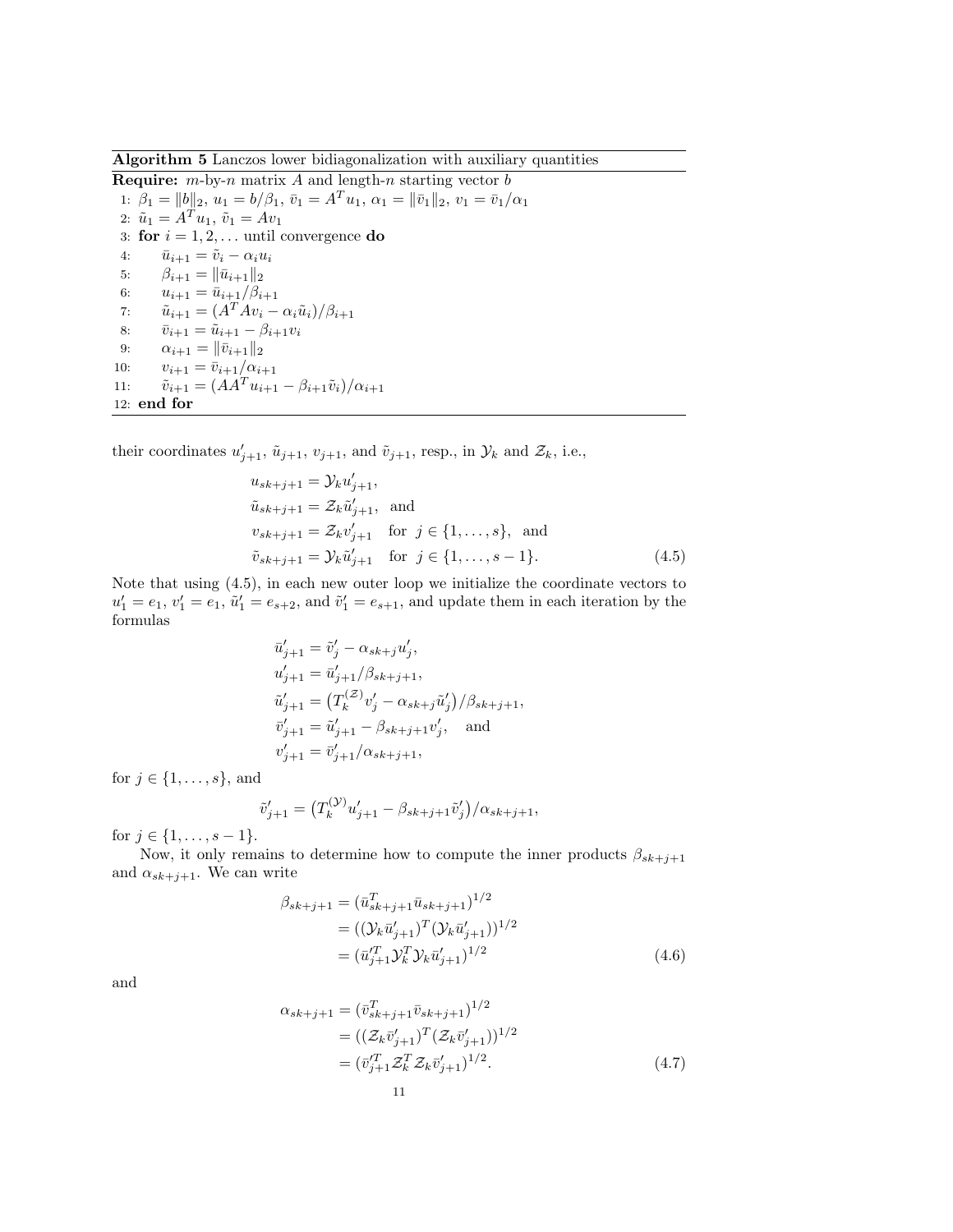**Algorithm 5** Lanczos lower bidiagonalization with auxiliary quantities

**Require:** $m$-by-$n$ matrix $A$ and length-$n$ starting vector $b$

```
1: β_1 = ‖b‖_2, u_1 = b/β_1, v̄_1 = A^T u_1, α_1 = ‖v̄_1‖_2, v_1 = v̄_1/α_1
2: ũ_1 = A^T u_1, ṽ_1 = A v_1
3: for i = 1, 2, ... until convergence do
4:     ū_{i+1} = ṽ_i − α_i u_i
5:     β_{i+1} = ‖ū_{i+1}‖_2
6:     u_{i+1} = ū_{i+1}/β_{i+1}
7:     ũ_{i+1} = (A^T A v_i − α_i ũ_i)/β_{i+1}
8:     v̄_{i+1} = ũ_{i+1} − β_{i+1} v_i
9:     α_{i+1} = ‖v̄_{i+1}‖_2
10:    v_{i+1} = v̄_{i+1}/α_{i+1}
11:    ṽ_{i+1} = (A A^T u_{i+1} − β_{i+1} ṽ_i)/α_{i+1}
12: end for
```

their coordinates $u'_{j+1}$, $\tilde{u}_{j+1}$, $v_{j+1}$, and $\tilde{v}_{j+1}$, resp., in $\mathcal{Y}_k$ and $\mathcal{Z}_k$, i.e.,

$$
\begin{aligned}
u_{sk+j+1} &= \mathcal{Y}_k u'_{j+1},\\
\tilde{u}_{sk+j+1} &= \mathcal{Z}_k \tilde{u}'_{j+1}, \quad \text{and}\\
v_{sk+j+1} &= \mathcal{Z}_k v'_{j+1} \quad \text{for } j \in \{1,\ldots,s\}, \quad \text{and}\\
\tilde{v}_{sk+j+1} &= \mathcal{Y}_k \tilde{u}'_{j+1} \quad \text{for } j \in \{1,\ldots,s-1\}.
\end{aligned}
\tag{4.5}
$$

Note that using (4.5), in each new outer loop we initialize the coordinate vectors to $u'_1 = e_1$, $v'_1 = e_1$, $\tilde{u}'_1 = e_{s+2}$, and $\tilde{v}'_1 = e_{s+1}$, and update them in each iteration by the formulas

$$
\begin{aligned}
\bar{u}'_{j+1} &= \tilde{v}'_j - \alpha_{sk+j} u'_j,\\
u'_{j+1} &= \bar{u}'_{j+1}/\beta_{sk+j+1},\\
\tilde{u}'_{j+1} &= \big(T_k^{(\mathcal{Z})} v'_j - \alpha_{sk+j}\tilde{u}'_j\big)/\beta_{sk+j+1},\\
\bar{v}'_{j+1} &= \tilde{u}'_{j+1} - \beta_{sk+j+1} v'_j, \quad \text{and}\\
v'_{j+1} &= \bar{v}'_{j+1}/\alpha_{sk+j+1},
\end{aligned}
$$

for $j \in \{1,\ldots,s\}$, and

$$
\tilde{v}'_{j+1} = \big(T_k^{(\mathcal{Y})} u'_{j+1} - \beta_{sk+j+1}\tilde{v}'_j\big)/\alpha_{sk+j+1},
$$

for $j \in \{1,\ldots,s-1\}$.

Now, it only remains to determine how to compute the inner products $\beta_{sk+j+1}$ and $\alpha_{sk+j+1}$. We can write

$$
\begin{aligned}
\beta_{sk+j+1} &= (\bar{u}_{sk+j+1}^T \bar{u}_{sk+j+1})^{1/2}\\
&= ((\mathcal{Y}_k \bar{u}'_{j+1})^T (\mathcal{Y}_k \bar{u}'_{j+1}))^{1/2}\\
&= (\bar{u}'^T_{j+1} \mathcal{Y}_k^T \mathcal{Y}_k \bar{u}'_{j+1})^{1/2}
\end{aligned}
\tag{4.6}
$$

and

$$
\begin{aligned}
\alpha_{sk+j+1} &= (\bar{v}_{sk+j+1}^T \bar{v}_{sk+j+1})^{1/2}\\
&= ((\mathcal{Z}_k \bar{v}'_{j+1})^T (\mathcal{Z}_k \bar{v}'_{j+1}))^{1/2}\\
&= (\bar{v}'^T_{j+1} \mathcal{Z}_k^T \mathcal{Z}_k \bar{v}'_{j+1})^{1/2}.
\end{aligned}
\tag{4.7}
$$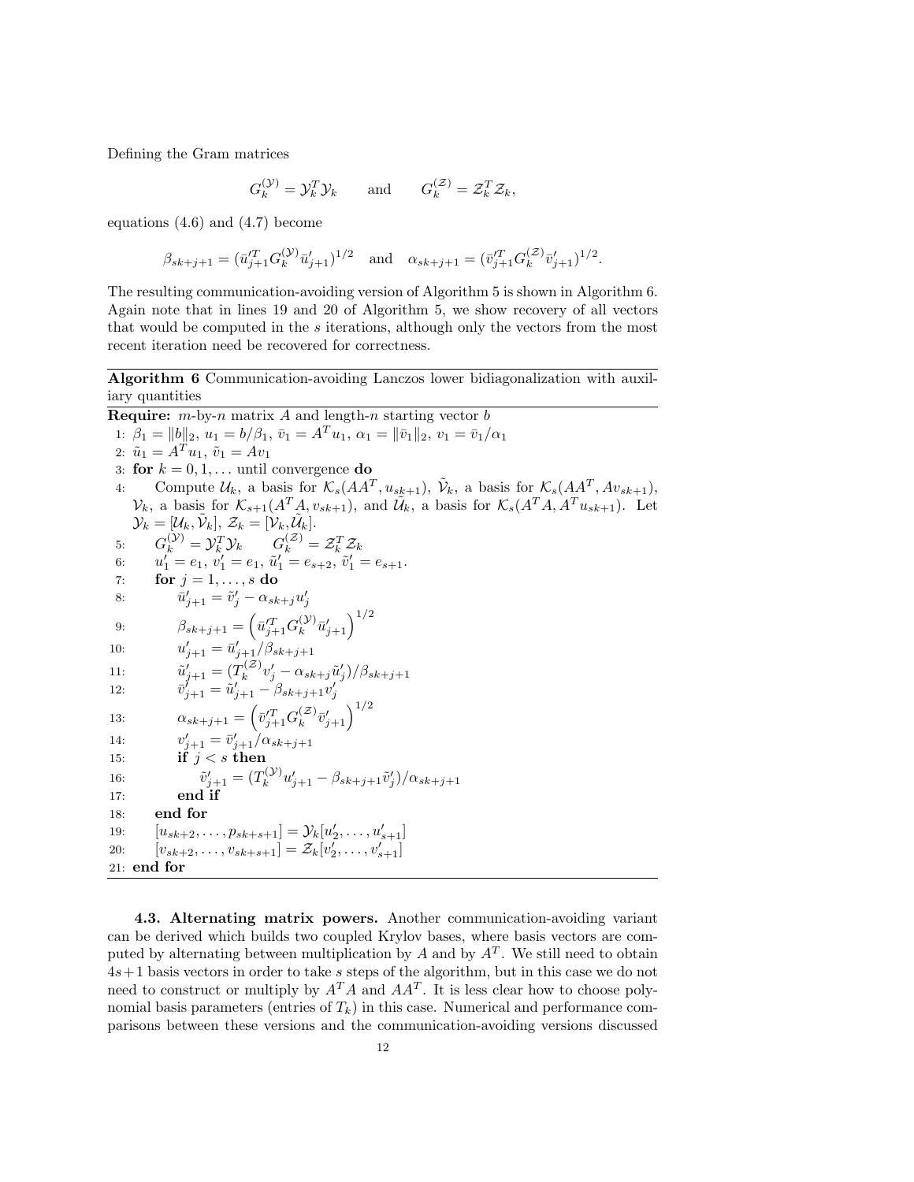Defining the Gram matrices

$$G_k^{(\mathcal{Y})} = \mathcal{Y}_k^T \mathcal{Y}_k \qquad \text{and} \qquad G_k^{(\mathcal{Z})} = \mathcal{Z}_k^T \mathcal{Z}_k,$$

equations (4.6) and (4.7) become

$$\beta_{sk+j+1} = (\bar{u}_{j+1}'^T G_k^{(\mathcal{Y})} \bar{u}_{j+1}')^{1/2} \quad \text{and} \quad \alpha_{sk+j+1} = (\bar{v}_{j+1}'^T G_k^{(\mathcal{Z})} \bar{v}_{j+1}')^{1/2}.$$

The resulting communication-avoiding version of Algorithm 5 is shown in Algorithm 6. Again note that in lines 19 and 20 of Algorithm 5, we show recovery of all vectors that would be computed in the $s$ iterations, although only the vectors from the most recent iteration need be recovered for correctness.

---

**Algorithm 6** Communication-avoiding Lanczos lower bidiagonalization with auxiliary quantities

---

**Require:** $m$-by-$n$ matrix $A$ and length-$n$ starting vector $b$

1: $\beta_1 = \|b\|_2$, $u_1 = b/\beta_1$, $\bar{v}_1 = A^T u_1$, $\alpha_1 = \|\bar{v}_1\|_2$, $v_1 = \bar{v}_1/\alpha_1$

2: $\tilde{u}_1 = A^T u_1$, $\tilde{v}_1 = A v_1$

3: **for** $k = 0, 1, \ldots$ until convergence **do**

4: Compute $\mathcal{U}_k$, a basis for $\mathcal{K}_s(AA^T, u_{sk+1})$, $\tilde{\mathcal{V}}_k$, a basis for $\mathcal{K}_s(AA^T, Av_{sk+1})$, $\mathcal{V}_k$, a basis for $\mathcal{K}_{s+1}(A^T A, v_{sk+1})$, and $\tilde{\mathcal{U}}_k$, a basis for $\mathcal{K}_s(A^T A, A^T u_{sk+1})$. Let $\mathcal{Y}_k = [\mathcal{U}_k, \tilde{\mathcal{V}}_k]$, $\mathcal{Z}_k = [\mathcal{V}_k, \tilde{\mathcal{U}}_k]$.

5: $G_k^{(\mathcal{Y})} = \mathcal{Y}_k^T \mathcal{Y}_k \qquad G_k^{(\mathcal{Z})} = \mathcal{Z}_k^T \mathcal{Z}_k$

6: $u_1' = e_1$, $v_1' = e_1$, $\tilde{u}_1' = e_{s+2}$, $\tilde{v}_1' = e_{s+1}$.

7: **for** $j = 1, \ldots, s$ **do**

8: $\bar{u}_{j+1}' = \tilde{v}_j' - \alpha_{sk+j} u_j'$

9: $\beta_{sk+j+1} = \left(\bar{u}_{j+1}'^T G_k^{(\mathcal{Y})} \bar{u}_{j+1}'\right)^{1/2}$

10: $u_{j+1}' = \bar{u}_{j+1}'/\beta_{sk+j+1}$

11: $\tilde{u}_{j+1}' = (T_k^{(\mathcal{Z})} v_j' - \alpha_{sk+j} \tilde{u}_j')/\beta_{sk+j+1}$

12: $\bar{v}_{j+1}' = \tilde{u}_{j+1}' - \beta_{sk+j+1} v_j'$

13: $\alpha_{sk+j+1} = \left(\bar{v}_{j+1}'^T G_k^{(\mathcal{Z})} \bar{v}_{j+1}'\right)^{1/2}$

14: $v_{j+1}' = \bar{v}_{j+1}'/\alpha_{sk+j+1}$

15: **if** $j < s$ **then**

16: $\tilde{v}_{j+1}' = (T_k^{(\mathcal{Y})} u_{j+1}' - \beta_{sk+j+1} \tilde{v}_j')/\alpha_{sk+j+1}$

17: **end if**

18: **end for**

19: $[u_{sk+2}, \ldots, p_{sk+s+1}] = \mathcal{Y}_k [u_2', \ldots, u_{s+1}']$

20: $[v_{sk+2}, \ldots, v_{sk+s+1}] = \mathcal{Z}_k [v_2', \ldots, v_{s+1}']$

21: **end for**

---

**4.3. Alternating matrix powers.** Another communication-avoiding variant can be derived which builds two coupled Krylov bases, where basis vectors are computed by alternating between multiplication by $A$ and by $A^T$. We still need to obtain $4s+1$ basis vectors in order to take $s$ steps of the algorithm, but in this case we do not need to construct or multiply by $A^T A$ and $AA^T$. It is less clear how to choose polynomial basis parameters (entries of $T_k$) in this case. Numerical and performance comparisons between these versions and the communication-avoiding versions discussed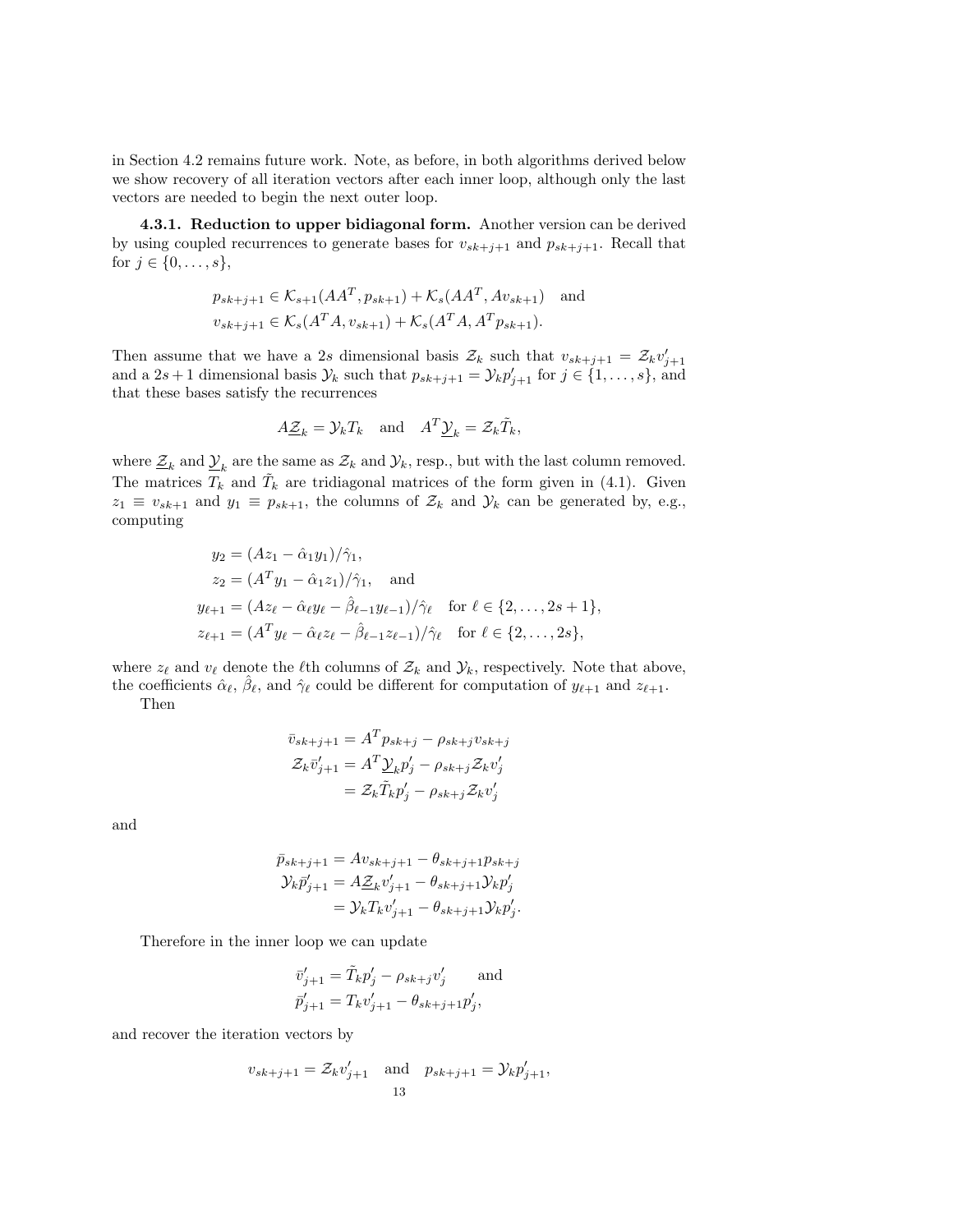in Section 4.2 remains future work. Note, as before, in both algorithms derived below we show recovery of all iteration vectors after each inner loop, although only the last vectors are needed to begin the next outer loop.

**4.3.1. Reduction to upper bidiagonal form.** Another version can be derived by using coupled recurrences to generate bases for $v_{sk+j+1}$ and $p_{sk+j+1}$. Recall that for $j \in \{0, \ldots, s\}$,

$$p_{sk+j+1} \in \mathcal{K}_{s+1}(AA^T, p_{sk+1}) + \mathcal{K}_s(AA^T, Av_{sk+1}) \quad \text{and}$$
$$v_{sk+j+1} \in \mathcal{K}_s(A^TA, v_{sk+1}) + \mathcal{K}_s(A^TA, A^Tp_{sk+1}).$$

Then assume that we have a $2s$ dimensional basis $\mathcal{Z}_k$ such that $v_{sk+j+1} = \mathcal{Z}_k v'_{j+1}$ and a $2s+1$ dimensional basis $\mathcal{Y}_k$ such that $p_{sk+j+1} = \mathcal{Y}_k p'_{j+1}$ for $j \in \{1, \ldots, s\}$, and that these bases satisfy the recurrences

$$A\underline{\mathcal{Z}}_k = \mathcal{Y}_k T_k \quad \text{and} \quad A^T\underline{\mathcal{Y}}_k = \mathcal{Z}_k \tilde{T}_k,$$

where $\underline{\mathcal{Z}}_k$ and $\underline{\mathcal{Y}}_k$ are the same as $\mathcal{Z}_k$ and $\mathcal{Y}_k$, resp., but with the last column removed. The matrices $T_k$ and $\tilde{T}_k$ are tridiagonal matrices of the form given in (4.1). Given $z_1 \equiv v_{sk+1}$ and $y_1 \equiv p_{sk+1}$, the columns of $\mathcal{Z}_k$ and $\mathcal{Y}_k$ can be generated by, e.g., computing

$$\begin{aligned}
y_2 &= (Az_1 - \hat{\alpha}_1 y_1)/\hat{\gamma}_1, \\
z_2 &= (A^T y_1 - \hat{\alpha}_1 z_1)/\hat{\gamma}_1, \quad \text{and} \\
y_{\ell+1} &= (Az_\ell - \hat{\alpha}_\ell y_\ell - \hat{\beta}_{\ell-1} y_{\ell-1})/\hat{\gamma}_\ell \quad \text{for } \ell \in \{2, \ldots, 2s+1\}, \\
z_{\ell+1} &= (A^T y_\ell - \hat{\alpha}_\ell z_\ell - \hat{\beta}_{\ell-1} z_{\ell-1})/\hat{\gamma}_\ell \quad \text{for } \ell \in \{2, \ldots, 2s\},
\end{aligned}$$

where $z_\ell$ and $v_\ell$ denote the $\ell$th columns of $\mathcal{Z}_k$ and $\mathcal{Y}_k$, respectively. Note that above, the coefficients $\hat{\alpha}_\ell$, $\hat{\beta}_\ell$, and $\hat{\gamma}_\ell$ could be different for computation of $y_{\ell+1}$ and $z_{\ell+1}$.

Then

$$\begin{aligned}
\bar{v}_{sk+j+1} &= A^T p_{sk+j} - \rho_{sk+j} v_{sk+j} \\
\mathcal{Z}_k \bar{v}'_{j+1} &= A^T \underline{\mathcal{Y}}_k p'_j - \rho_{sk+j} \mathcal{Z}_k v'_j \\
&= \mathcal{Z}_k \tilde{T}_k p'_j - \rho_{sk+j} \mathcal{Z}_k v'_j
\end{aligned}$$

and

$$\begin{aligned}
\bar{p}_{sk+j+1} &= Av_{sk+j+1} - \theta_{sk+j+1} p_{sk+j} \\
\mathcal{Y}_k \bar{p}'_{j+1} &= A\underline{\mathcal{Z}}_k v'_{j+1} - \theta_{sk+j+1} \mathcal{Y}_k p'_j \\
&= \mathcal{Y}_k T_k v'_{j+1} - \theta_{sk+j+1} \mathcal{Y}_k p'_j.
\end{aligned}$$

Therefore in the inner loop we can update

$$\bar{v}'_{j+1} = \tilde{T}_k p'_j - \rho_{sk+j} v'_j \qquad \text{and}$$
$$\bar{p}'_{j+1} = T_k v'_{j+1} - \theta_{sk+j+1} p'_j,$$

and recover the iteration vectors by

$$v_{sk+j+1} = \mathcal{Z}_k v'_{j+1} \quad \text{and} \quad p_{sk+j+1} = \mathcal{Y}_k p'_{j+1},$$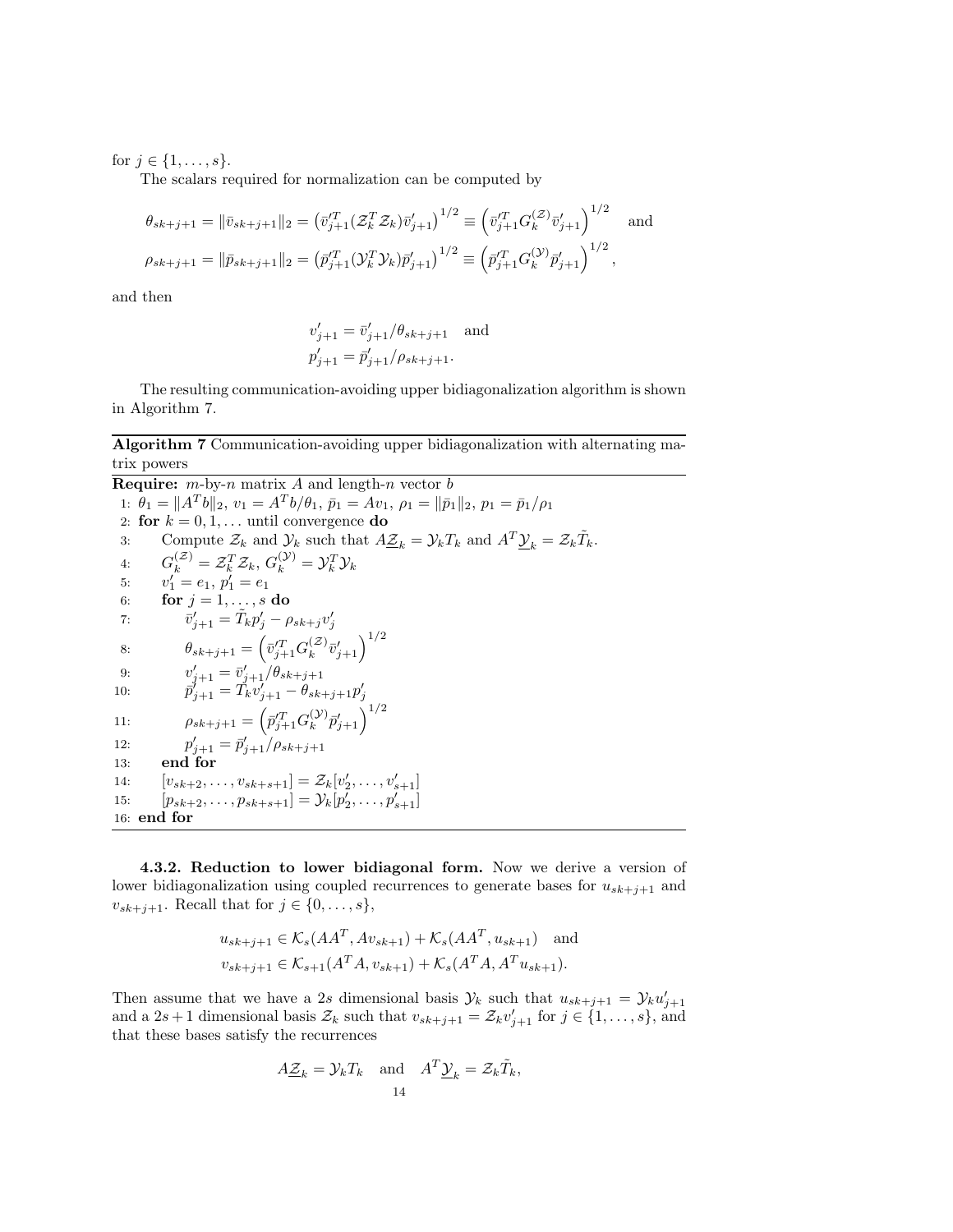for $j \in \{1, \ldots, s\}$.

The scalars required for normalization can be computed by

$$\theta_{sk+j+1} = \|\bar{v}_{sk+j+1}\|_2 = \left(\bar{v}'^T_{j+1}(\mathcal{Z}_k^T \mathcal{Z}_k)\bar{v}'_{j+1}\right)^{1/2} \equiv \left(\bar{v}'^T_{j+1} G_k^{(\mathcal{Z})} \bar{v}'_{j+1}\right)^{1/2} \quad \text{and}$$

$$\rho_{sk+j+1} = \|\bar{p}_{sk+j+1}\|_2 = \left(\bar{p}'^T_{j+1}(\mathcal{Y}_k^T \mathcal{Y}_k)\bar{p}'_{j+1}\right)^{1/2} \equiv \left(\bar{p}'^T_{j+1} G_k^{(\mathcal{Y})} \bar{p}'_{j+1}\right)^{1/2},$$

and then

$$v'_{j+1} = \bar{v}'_{j+1}/\theta_{sk+j+1} \quad \text{and}$$
$$p'_{j+1} = \bar{p}'_{j+1}/\rho_{sk+j+1}.$$

The resulting communication-avoiding upper bidiagonalization algorithm is shown in Algorithm 7.

**Algorithm 7** Communication-avoiding upper bidiagonalization with alternating matrix powers

**Require:** $m$-by-$n$ matrix $A$ and length-$n$ vector $b$

1: $\theta_1 = \|A^T b\|_2$, $v_1 = A^T b/\theta_1$, $\bar{p}_1 = Av_1$, $\rho_1 = \|\bar{p}_1\|_2$, $p_1 = \bar{p}_1/\rho_1$
2: **for** $k = 0, 1, \ldots$ until convergence **do**
3: Compute $\mathcal{Z}_k$ and $\mathcal{Y}_k$ such that $A\underline{\mathcal{Z}}_k = \mathcal{Y}_k T_k$ and $A^T \underline{\mathcal{Y}}_k = \mathcal{Z}_k \tilde{T}_k$.
4: $G_k^{(\mathcal{Z})} = \mathcal{Z}_k^T \mathcal{Z}_k$, $G_k^{(\mathcal{Y})} = \mathcal{Y}_k^T \mathcal{Y}_k$
5: $v'_1 = e_1$, $p'_1 = e_1$
6: **for** $j = 1, \ldots, s$ **do**
7: $\bar{v}'_{j+1} = \tilde{T}_k p'_j - \rho_{sk+j} v'_j$
8: $\theta_{sk+j+1} = \left(\bar{v}'^T_{j+1} G_k^{(\mathcal{Z})} \bar{v}'_{j+1}\right)^{1/2}$
9: $v'_{j+1} = \bar{v}'_{j+1}/\theta_{sk+j+1}$
10: $\bar{p}'_{j+1} = T_k v'_{j+1} - \theta_{sk+j+1} p'_j$
11: $\rho_{sk+j+1} = \left(\bar{p}'^T_{j+1} G_k^{(\mathcal{Y})} \bar{p}'_{j+1}\right)^{1/2}$
12: $p'_{j+1} = \bar{p}'_{j+1}/\rho_{sk+j+1}$
13: **end for**
14: $[v_{sk+2}, \ldots, v_{sk+s+1}] = \mathcal{Z}_k[v'_2, \ldots, v'_{s+1}]$
15: $[p_{sk+2}, \ldots, p_{sk+s+1}] = \mathcal{Y}_k[p'_2, \ldots, p'_{s+1}]$
16: **end for**

**4.3.2. Reduction to lower bidiagonal form.** Now we derive a version of lower bidiagonalization using coupled recurrences to generate bases for $u_{sk+j+1}$ and $v_{sk+j+1}$. Recall that for $j \in \{0, \ldots, s\}$,

$$u_{sk+j+1} \in \mathcal{K}_s(AA^T, Av_{sk+1}) + \mathcal{K}_s(AA^T, u_{sk+1}) \quad \text{and}$$
$$v_{sk+j+1} \in \mathcal{K}_{s+1}(A^T A, v_{sk+1}) + \mathcal{K}_s(A^T A, A^T u_{sk+1}).$$

Then assume that we have a $2s$ dimensional basis $\mathcal{Y}_k$ such that $u_{sk+j+1} = \mathcal{Y}_k u'_{j+1}$ and a $2s+1$ dimensional basis $\mathcal{Z}_k$ such that $v_{sk+j+1} = \mathcal{Z}_k v'_{j+1}$ for $j \in \{1, \ldots, s\}$, and that these bases satisfy the recurrences

$$A\underline{\mathcal{Z}}_k = \mathcal{Y}_k T_k \quad \text{and} \quad A^T \underline{\mathcal{Y}}_k = \mathcal{Z}_k \tilde{T}_k,$$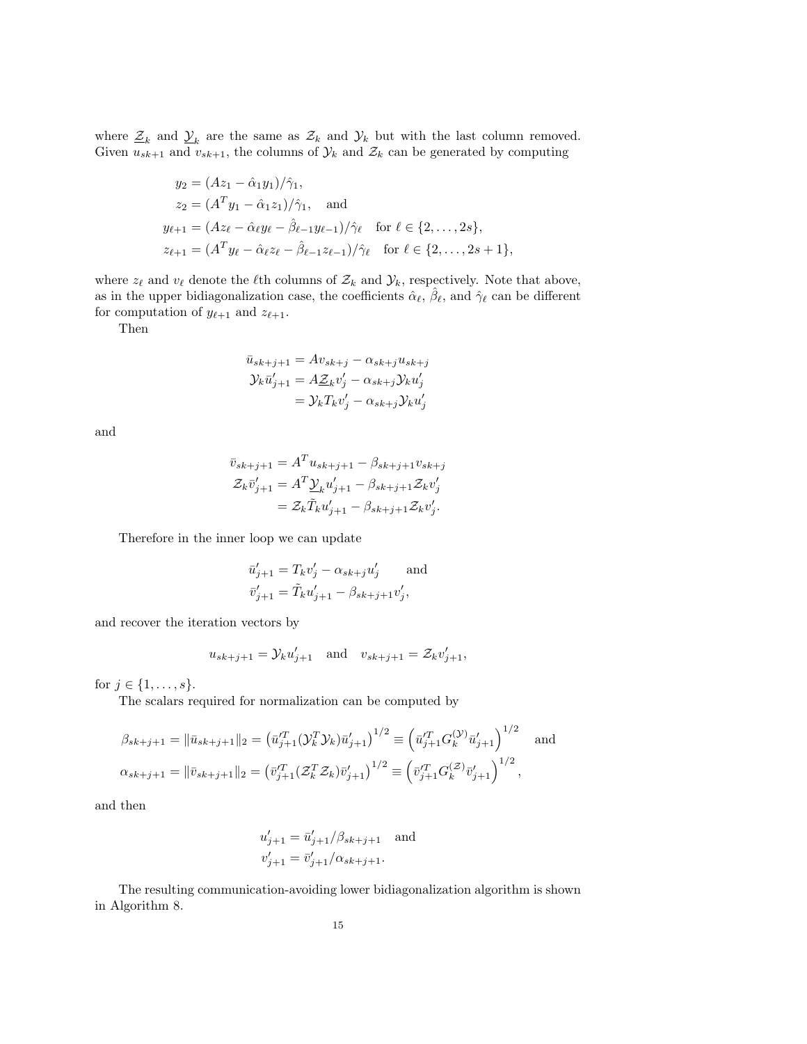where $\underline{\mathcal{Z}}_k$ and $\underline{\mathcal{Y}}_k$ are the same as $\mathcal{Z}_k$ and $\mathcal{Y}_k$ but with the last column removed. Given $u_{sk+1}$ and $v_{sk+1}$, the columns of $\mathcal{Y}_k$ and $\mathcal{Z}_k$ can be generated by computing

$$
\begin{aligned}
y_2 &= (Az_1 - \hat{\alpha}_1 y_1)/\hat{\gamma}_1, \\
z_2 &= (A^T y_1 - \hat{\alpha}_1 z_1)/\hat{\gamma}_1, \quad \text{and} \\
y_{\ell+1} &= (Az_\ell - \hat{\alpha}_\ell y_\ell - \hat{\beta}_{\ell-1} y_{\ell-1})/\hat{\gamma}_\ell \quad \text{for } \ell \in \{2, \ldots, 2s\}, \\
z_{\ell+1} &= (A^T y_\ell - \hat{\alpha}_\ell z_\ell - \hat{\beta}_{\ell-1} z_{\ell-1})/\hat{\gamma}_\ell \quad \text{for } \ell \in \{2, \ldots, 2s+1\},
\end{aligned}
$$

where $z_\ell$ and $v_\ell$ denote the $\ell$th columns of $\mathcal{Z}_k$ and $\mathcal{Y}_k$, respectively. Note that above, as in the upper bidiagonalization case, the coefficients $\hat{\alpha}_\ell$, $\hat{\beta}_\ell$, and $\hat{\gamma}_\ell$ can be different for computation of $y_{\ell+1}$ and $z_{\ell+1}$.

Then

$$
\begin{aligned}
\bar{u}_{sk+j+1} &= Av_{sk+j} - \alpha_{sk+j} u_{sk+j} \\
\mathcal{Y}_k \bar{u}'_{j+1} &= A\underline{\mathcal{Z}}_k v'_j - \alpha_{sk+j} \mathcal{Y}_k u'_j \\
&= \mathcal{Y}_k T_k v'_j - \alpha_{sk+j} \mathcal{Y}_k u'_j
\end{aligned}
$$

and

$$
\begin{aligned}
\bar{v}_{sk+j+1} &= A^T u_{sk+j+1} - \beta_{sk+j+1} v_{sk+j} \\
\mathcal{Z}_k \bar{v}'_{j+1} &= A^T \underline{\mathcal{Y}}_k u'_{j+1} - \beta_{sk+j+1} \mathcal{Z}_k v'_j \\
&= \mathcal{Z}_k \tilde{T}_k u'_{j+1} - \beta_{sk+j+1} \mathcal{Z}_k v'_j.
\end{aligned}
$$

Therefore in the inner loop we can update

$$
\begin{aligned}
\bar{u}'_{j+1} &= T_k v'_j - \alpha_{sk+j} u'_j \qquad \text{and} \\
\bar{v}'_{j+1} &= \tilde{T}_k u'_{j+1} - \beta_{sk+j+1} v'_j,
\end{aligned}
$$

and recover the iteration vectors by

$$
u_{sk+j+1} = \mathcal{Y}_k u'_{j+1} \quad \text{and} \quad v_{sk+j+1} = \mathcal{Z}_k v'_{j+1},
$$

for $j \in \{1, \ldots, s\}$.

The scalars required for normalization can be computed by

$$
\begin{aligned}
\beta_{sk+j+1} &= \|\bar{u}_{sk+j+1}\|_2 = \left(\bar{u}'^T_{j+1}(\mathcal{Y}_k^T \mathcal{Y}_k)\bar{u}'_{j+1}\right)^{1/2} \equiv \left(\bar{u}'^T_{j+1} G_k^{(\mathcal{Y})} \bar{u}'_{j+1}\right)^{1/2} \quad \text{and} \\
\alpha_{sk+j+1} &= \|\bar{v}_{sk+j+1}\|_2 = \left(\bar{v}'^T_{j+1}(\mathcal{Z}_k^T \mathcal{Z}_k)\bar{v}'_{j+1}\right)^{1/2} \equiv \left(\bar{v}'^T_{j+1} G_k^{(\mathcal{Z})} \bar{v}'_{j+1}\right)^{1/2},
\end{aligned}
$$

and then

$$
\begin{aligned}
u'_{j+1} &= \bar{u}'_{j+1}/\beta_{sk+j+1} \quad \text{and} \\
v'_{j+1} &= \bar{v}'_{j+1}/\alpha_{sk+j+1}.
\end{aligned}
$$

The resulting communication-avoiding lower bidiagonalization algorithm is shown in Algorithm 8.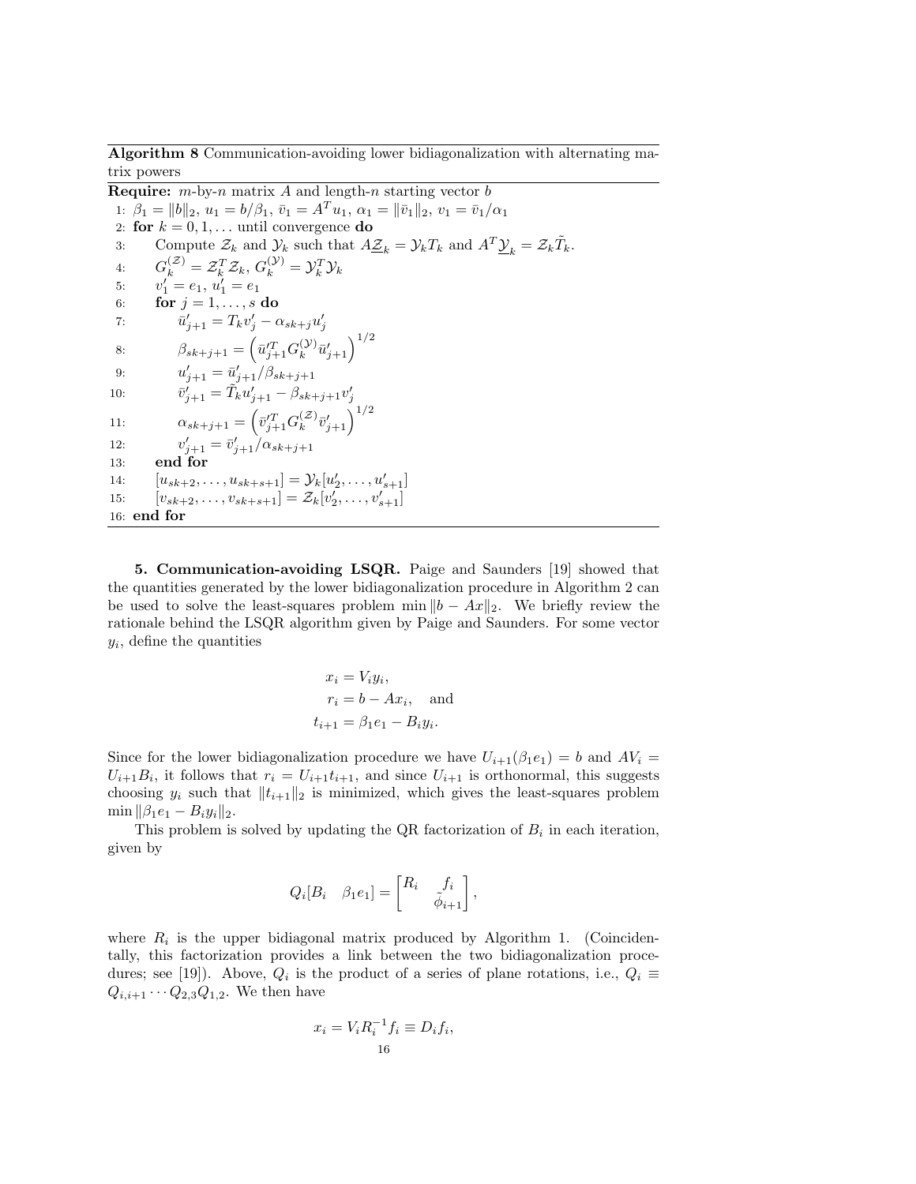**Algorithm 8** Communication-avoiding lower bidiagonalization with alternating matrix powers

**Require:** $m$-by-$n$ matrix $A$ and length-$n$ starting vector $b$

1: $\beta_1 = \|b\|_2$, $u_1 = b/\beta_1$, $\bar{v}_1 = A^T u_1$, $\alpha_1 = \|\bar{v}_1\|_2$, $v_1 = \bar{v}_1/\alpha_1$
2: **for** $k = 0, 1, \ldots$ until convergence **do**
3: &nbsp;&nbsp;&nbsp;&nbsp;Compute $\mathcal{Z}_k$ and $\mathcal{Y}_k$ such that $A\underline{\mathcal{Z}}_k = \mathcal{Y}_k T_k$ and $A^T \underline{\mathcal{Y}}_k = \mathcal{Z}_k \tilde{T}_k$.
4: &nbsp;&nbsp;&nbsp;&nbsp;$G_k^{(\mathcal{Z})} = \mathcal{Z}_k^T \mathcal{Z}_k$, $G_k^{(\mathcal{Y})} = \mathcal{Y}_k^T \mathcal{Y}_k$
5: &nbsp;&nbsp;&nbsp;&nbsp;$v_1' = e_1$, $u_1' = e_1$
6: &nbsp;&nbsp;&nbsp;&nbsp;**for** $j = 1, \ldots, s$ **do**
7: &nbsp;&nbsp;&nbsp;&nbsp;&nbsp;&nbsp;&nbsp;&nbsp;$\bar{u}_{j+1}' = T_k v_j' - \alpha_{sk+j} u_j'$
8: &nbsp;&nbsp;&nbsp;&nbsp;&nbsp;&nbsp;&nbsp;&nbsp;$\beta_{sk+j+1} = \left( \bar{u}_{j+1}'^T G_k^{(\mathcal{Y})} \bar{u}_{j+1}' \right)^{1/2}$
9: &nbsp;&nbsp;&nbsp;&nbsp;&nbsp;&nbsp;&nbsp;&nbsp;$u_{j+1}' = \bar{u}_{j+1}' / \beta_{sk+j+1}$
10: &nbsp;&nbsp;&nbsp;&nbsp;&nbsp;&nbsp;&nbsp;&nbsp;$\bar{v}_{j+1}' = \tilde{T}_k u_{j+1}' - \beta_{sk+j+1} v_j'$
11: &nbsp;&nbsp;&nbsp;&nbsp;&nbsp;&nbsp;&nbsp;&nbsp;$\alpha_{sk+j+1} = \left( \bar{v}_{j+1}'^T G_k^{(\mathcal{Z})} \bar{v}_{j+1}' \right)^{1/2}$
12: &nbsp;&nbsp;&nbsp;&nbsp;&nbsp;&nbsp;&nbsp;&nbsp;$v_{j+1}' = \bar{v}_{j+1}' / \alpha_{sk+j+1}$
13: &nbsp;&nbsp;&nbsp;&nbsp;**end for**
14: &nbsp;&nbsp;&nbsp;&nbsp;$[u_{sk+2}, \ldots, u_{sk+s+1}] = \mathcal{Y}_k [u_2', \ldots, u_{s+1}']$
15: &nbsp;&nbsp;&nbsp;&nbsp;$[v_{sk+2}, \ldots, v_{sk+s+1}] = \mathcal{Z}_k [v_2', \ldots, v_{s+1}']$
16: **end for**

**5. Communication-avoiding LSQR.** Paige and Saunders [19] showed that the quantities generated by the lower bidiagonalization procedure in Algorithm 2 can be used to solve the least-squares problem $\min \|b - Ax\|_2$. We briefly review the rationale behind the LSQR algorithm given by Paige and Saunders. For some vector $y_i$, define the quantities

$$
\begin{aligned}
x_i &= V_i y_i, \\
r_i &= b - Ax_i, \quad \text{and} \\
t_{i+1} &= \beta_1 e_1 - B_i y_i.
\end{aligned}
$$

Since for the lower bidiagonalization procedure we have $U_{i+1}(\beta_1 e_1) = b$ and $AV_i = U_{i+1} B_i$, it follows that $r_i = U_{i+1} t_{i+1}$, and since $U_{i+1}$ is orthonormal, this suggests choosing $y_i$ such that $\|t_{i+1}\|_2$ is minimized, which gives the least-squares problem $\min \|\beta_1 e_1 - B_i y_i\|_2$.

This problem is solved by updating the QR factorization of $B_i$ in each iteration, given by

$$
Q_i [B_i \quad \beta_1 e_1] = \begin{bmatrix} R_i & f_i \\ & \tilde{\phi}_{i+1} \end{bmatrix},
$$

where $R_i$ is the upper bidiagonal matrix produced by Algorithm 1. (Coincidentally, this factorization provides a link between the two bidiagonalization procedures; see [19]). Above, $Q_i$ is the product of a series of plane rotations, i.e., $Q_i \equiv Q_{i,i+1} \cdots Q_{2,3} Q_{1,2}$. We then have

$$
x_i = V_i R_i^{-1} f_i \equiv D_i f_i,
$$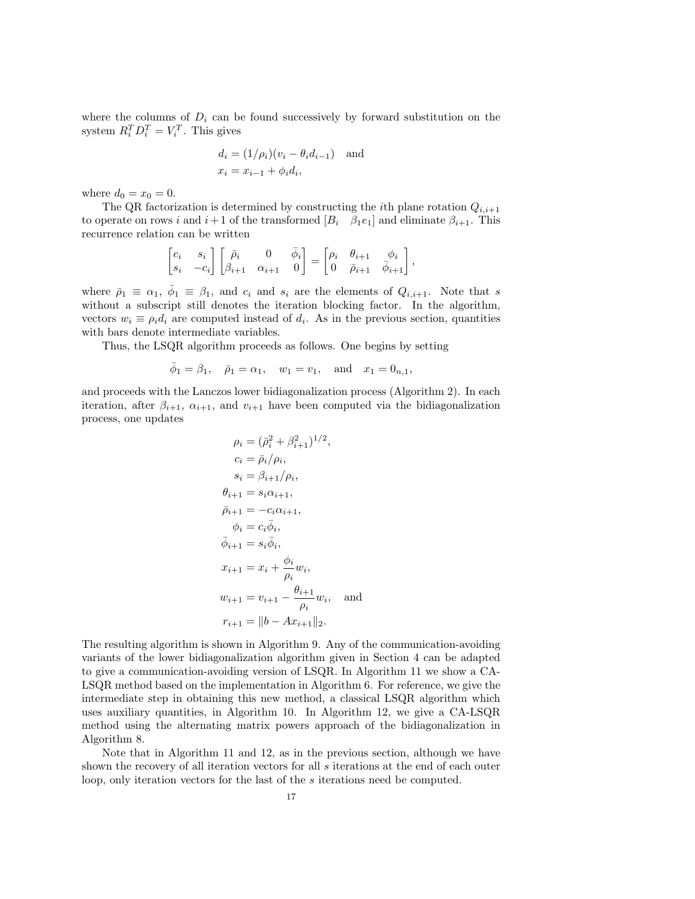where the columns of $D_i$ can be found successively by forward substitution on the system $R_i^T D_i^T = V_i^T$. This gives

$$d_i = (1/\rho_i)(v_i - \theta_i d_{i-1}) \quad \text{and}$$
$$x_i = x_{i-1} + \phi_i d_i,$$

where $d_0 = x_0 = 0$.

The QR factorization is determined by constructing the $i$th plane rotation $Q_{i,i+1}$ to operate on rows $i$ and $i+1$ of the transformed $[B_i \quad \beta_1 e_1]$ and eliminate $\beta_{i+1}$. This recurrence relation can be written

$$\begin{bmatrix} c_i & s_i \\ s_i & -c_i \end{bmatrix} \begin{bmatrix} \bar{\rho}_i & 0 & \bar{\phi}_i \\ \beta_{i+1} & \alpha_{i+1} & 0 \end{bmatrix} = \begin{bmatrix} \rho_i & \theta_{i+1} & \phi_i \\ 0 & \bar{\rho}_{i+1} & \bar{\phi}_{i+1} \end{bmatrix},$$

where $\bar{\rho}_1 \equiv \alpha_1$, $\bar{\phi}_1 \equiv \beta_1$, and $c_i$ and $s_i$ are the elements of $Q_{i,i+1}$. Note that $s$ without a subscript still denotes the iteration blocking factor. In the algorithm, vectors $w_i \equiv \rho_i d_i$ are computed instead of $d_i$. As in the previous section, quantities with bars denote intermediate variables.

Thus, the LSQR algorithm proceeds as follows. One begins by setting

$$\bar{\phi}_1 = \beta_1, \quad \bar{\rho}_1 = \alpha_1, \quad w_1 = v_1, \quad \text{and} \quad x_1 = 0_{n,1},$$

and proceeds with the Lanczos lower bidiagonalization process (Algorithm 2). In each iteration, after $\beta_{i+1}$, $\alpha_{i+1}$, and $v_{i+1}$ have been computed via the bidiagonalization process, one updates

$$\begin{aligned}
\rho_i &= (\bar{\rho}_i^2 + \beta_{i+1}^2)^{1/2}, \\
c_i &= \bar{\rho}_i / \rho_i, \\
s_i &= \beta_{i+1} / \rho_i, \\
\theta_{i+1} &= s_i \alpha_{i+1}, \\
\bar{\rho}_{i+1} &= -c_i \alpha_{i+1}, \\
\phi_i &= c_i \bar{\phi}_i, \\
\bar{\phi}_{i+1} &= s_i \bar{\phi}_i, \\
x_{i+1} &= x_i + \frac{\phi_i}{\rho_i} w_i, \\
w_{i+1} &= v_{i+1} - \frac{\theta_{i+1}}{\rho_i} w_i, \quad \text{and} \\
r_{i+1} &= \|b - A x_{i+1}\|_2.
\end{aligned}$$

The resulting algorithm is shown in Algorithm 9. Any of the communication-avoiding variants of the lower bidiagonalization algorithm given in Section 4 can be adapted to give a communication-avoiding version of LSQR. In Algorithm 11 we show a CA-LSQR method based on the implementation in Algorithm 6. For reference, we give the intermediate step in obtaining this new method, a classical LSQR algorithm which uses auxiliary quantities, in Algorithm 10. In Algorithm 12, we give a CA-LSQR method using the alternating matrix powers approach of the bidiagonalization in Algorithm 8.

Note that in Algorithm 11 and 12, as in the previous section, although we have shown the recovery of all iteration vectors for all $s$ iterations at the end of each outer loop, only iteration vectors for the last of the $s$ iterations need be computed.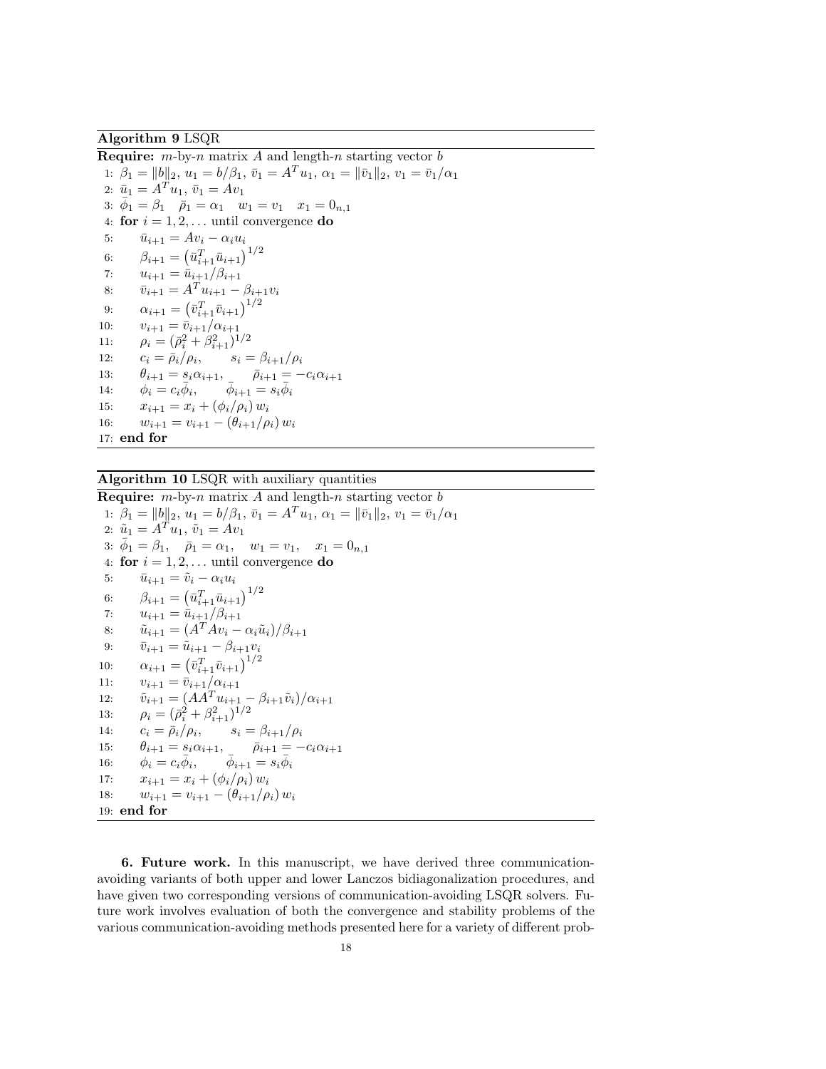**Algorithm 9** LSQR

**Require:** $m$-by-$n$ matrix $A$ and length-$n$ starting vector $b$

1: $\beta_1 = \|b\|_2$, $u_1 = b/\beta_1$, $\bar{v}_1 = A^T u_1$, $\alpha_1 = \|\bar{v}_1\|_2$, $v_1 = \bar{v}_1/\alpha_1$
2: $\bar{u}_1 = A^T u_1$, $\bar{v}_1 = Av_1$
3: $\bar{\phi}_1 = \beta_1 \quad \bar{\rho}_1 = \alpha_1 \quad w_1 = v_1 \quad x_1 = 0_{n,1}$
4: **for** $i = 1, 2, \ldots$ until convergence **do**
5: $\quad \bar{u}_{i+1} = Av_i - \alpha_i u_i$
6: $\quad \beta_{i+1} = \left(\bar{u}_{i+1}^T \bar{u}_{i+1}\right)^{1/2}$
7: $\quad u_{i+1} = \bar{u}_{i+1}/\beta_{i+1}$
8: $\quad \bar{v}_{i+1} = A^T u_{i+1} - \beta_{i+1} v_i$
9: $\quad \alpha_{i+1} = \left(\bar{v}_{i+1}^T \bar{v}_{i+1}\right)^{1/2}$
10: $\quad v_{i+1} = \bar{v}_{i+1}/\alpha_{i+1}$
11: $\quad \rho_i = (\bar{\rho}_i^2 + \beta_{i+1}^2)^{1/2}$
12: $\quad c_i = \bar{\rho}_i/\rho_i, \qquad s_i = \beta_{i+1}/\rho_i$
13: $\quad \theta_{i+1} = s_i \alpha_{i+1}, \qquad \bar{\rho}_{i+1} = -c_i \alpha_{i+1}$
14: $\quad \phi_i = c_i \bar{\phi}_i, \qquad \bar{\phi}_{i+1} = s_i \bar{\phi}_i$
15: $\quad x_{i+1} = x_i + (\phi_i/\rho_i)\, w_i$
16: $\quad w_{i+1} = v_{i+1} - (\theta_{i+1}/\rho_i)\, w_i$
17: **end for**

**Algorithm 10** LSQR with auxiliary quantities

**Require:** $m$-by-$n$ matrix $A$ and length-$n$ starting vector $b$

1: $\beta_1 = \|b\|_2$, $u_1 = b/\beta_1$, $\bar{v}_1 = A^T u_1$, $\alpha_1 = \|\bar{v}_1\|_2$, $v_1 = \bar{v}_1/\alpha_1$
2: $\tilde{u}_1 = A^T u_1$, $\tilde{v}_1 = Av_1$
3: $\bar{\phi}_1 = \beta_1, \quad \bar{\rho}_1 = \alpha_1, \quad w_1 = v_1, \quad x_1 = 0_{n,1}$
4: **for** $i = 1, 2, \ldots$ until convergence **do**
5: $\quad \bar{u}_{i+1} = \tilde{v}_i - \alpha_i u_i$
6: $\quad \beta_{i+1} = \left(\bar{u}_{i+1}^T \bar{u}_{i+1}\right)^{1/2}$
7: $\quad u_{i+1} = \bar{u}_{i+1}/\beta_{i+1}$
8: $\quad \tilde{u}_{i+1} = (A^T A v_i - \alpha_i \tilde{u}_i)/\beta_{i+1}$
9: $\quad \bar{v}_{i+1} = \tilde{u}_{i+1} - \beta_{i+1} v_i$
10: $\quad \alpha_{i+1} = \left(\bar{v}_{i+1}^T \bar{v}_{i+1}\right)^{1/2}$
11: $\quad v_{i+1} = \bar{v}_{i+1}/\alpha_{i+1}$
12: $\quad \tilde{v}_{i+1} = (AA^T u_{i+1} - \beta_{i+1} \tilde{v}_i)/\alpha_{i+1}$
13: $\quad \rho_i = (\bar{\rho}_i^2 + \beta_{i+1}^2)^{1/2}$
14: $\quad c_i = \bar{\rho}_i/\rho_i, \qquad s_i = \beta_{i+1}/\rho_i$
15: $\quad \theta_{i+1} = s_i \alpha_{i+1}, \qquad \bar{\rho}_{i+1} = -c_i \alpha_{i+1}$
16: $\quad \phi_i = c_i \bar{\phi}_i, \qquad \bar{\phi}_{i+1} = s_i \bar{\phi}_i$
17: $\quad x_{i+1} = x_i + (\phi_i/\rho_i)\, w_i$
18: $\quad w_{i+1} = v_{i+1} - (\theta_{i+1}/\rho_i)\, w_i$
19: **end for**

**6. Future work.** In this manuscript, we have derived three communication-avoiding variants of both upper and lower Lanczos bidiagonalization procedures, and have given two corresponding versions of communication-avoiding LSQR solvers. Future work involves evaluation of both the convergence and stability problems of the various communication-avoiding methods presented here for a variety of different prob-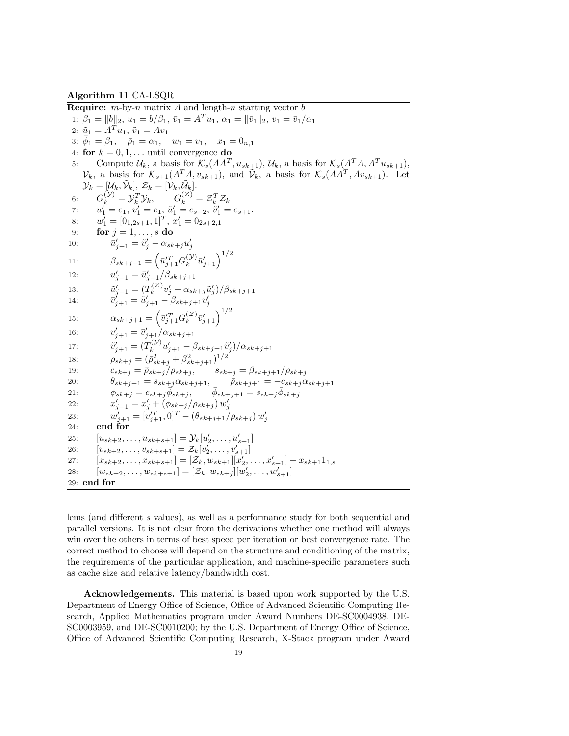**Algorithm 11** CA-LSQR

**Require:** $m$-by-$n$ matrix $A$ and length-$n$ starting vector $b$

1: $\beta_1 = \|b\|_2$, $u_1 = b/\beta_1$, $\bar{v}_1 = A^T u_1$, $\alpha_1 = \|\bar{v}_1\|_2$, $v_1 = \bar{v}_1/\alpha_1$
2: $\tilde{u}_1 = A^T u_1$, $\tilde{v}_1 = A v_1$
3: $\bar{\phi}_1 = \beta_1$, $\quad \bar{\rho}_1 = \alpha_1$, $\quad w_1 = v_1$, $\quad x_1 = 0_{n,1}$
4: **for** $k = 0, 1, \ldots$ until convergence **do**
5: Compute $\mathcal{U}_k$, a basis for $\mathcal{K}_s(AA^T, u_{sk+1})$, $\tilde{\mathcal{U}}_k$, a basis for $\mathcal{K}_s(A^T A, A^T u_{sk+1})$, $\mathcal{V}_k$, a basis for $\mathcal{K}_{s+1}(A^T A, v_{sk+1})$, and $\tilde{\mathcal{V}}_k$, a basis for $\mathcal{K}_s(AA^T, Av_{sk+1})$. Let $\mathcal{Y}_k = [\mathcal{U}_k, \tilde{\mathcal{V}}_k]$, $\mathcal{Z}_k = [\mathcal{V}_k, \tilde{\mathcal{U}}_k]$.
6: $G_k^{(\mathcal{Y})} = \mathcal{Y}_k^T \mathcal{Y}_k$, $\qquad G_k^{(\mathcal{Z})} = \mathcal{Z}_k^T \mathcal{Z}_k$
7: $u_1' = e_1$, $v_1' = e_1$, $\tilde{u}_1' = e_{s+2}$, $\tilde{v}_1' = e_{s+1}$.
8: $w_1' = [0_{1,2s+1}, 1]^T$, $x_1' = 0_{2s+2,1}$
9: **for** $j = 1, \ldots, s$ **do**
10: $\bar{u}_{j+1}' = \tilde{v}_j' - \alpha_{sk+j} u_j'$
11: $\beta_{sk+j+1} = \left(\bar{u}_{j+1}'^T G_k^{(\mathcal{Y})} \bar{u}_{j+1}'\right)^{1/2}$
12: $u_{j+1}' = \bar{u}_{j+1}'/\beta_{sk+j+1}$
13: $\tilde{u}_{j+1}' = (T_k^{(\mathcal{Z})} v_j' - \alpha_{sk+j}\tilde{u}_j')/\beta_{sk+j+1}$
14: $\bar{v}_{j+1}' = \tilde{u}_{j+1}' - \beta_{sk+j+1} v_j'$
15: $\alpha_{sk+j+1} = \left(\bar{v}_{j+1}'^T G_k^{(\mathcal{Z})} \bar{v}_{j+1}'\right)^{1/2}$
16: $v_{j+1}' = \bar{v}_{j+1}'/\alpha_{sk+j+1}$
17: $\tilde{v}_{j+1}' = (T_k^{(\mathcal{Y})} u_{j+1}' - \beta_{sk+j+1}\tilde{v}_j')/\alpha_{sk+j+1}$
18: $\rho_{sk+j} = (\bar{\rho}_{sk+j}^2 + \beta_{sk+j+1}^2)^{1/2}$
19: $c_{sk+j} = \bar{\rho}_{sk+j}/\rho_{sk+j}$, $\qquad s_{sk+j} = \beta_{sk+j+1}/\rho_{sk+j}$
20: $\theta_{sk+j+1} = s_{sk+j}\alpha_{sk+j+1}$, $\qquad \bar{\rho}_{sk+j+1} = -c_{sk+j}\alpha_{sk+j+1}$
21: $\phi_{sk+j} = c_{sk+j}\bar{\phi}_{sk+j}$, $\qquad \bar{\phi}_{sk+j+1} = s_{sk+j}\bar{\phi}_{sk+j}$
22: $x_{j+1}' = x_j' + (\phi_{sk+j}/\rho_{sk+j})\, w_j'$
23: $w_{j+1}' = [v_{j+1}'^T, 0]^T - (\theta_{sk+j+1}/\rho_{sk+j})\, w_j'$
24: **end for**
25: $[u_{sk+2}, \ldots, u_{sk+s+1}] = \mathcal{Y}_k[u_2', \ldots, u_{s+1}']$
26: $[v_{sk+2}, \ldots, v_{sk+s+1}] = \mathcal{Z}_k[v_2', \ldots, v_{s+1}']$
27: $[x_{sk+2}, \ldots, x_{sk+s+1}] = [\mathcal{Z}_k, w_{sk+1}][x_2', \ldots, x_{s+1}'] + x_{sk+1}1_{1,s}$
28: $[w_{sk+2}, \ldots, w_{sk+s+1}] = [\mathcal{Z}_k, w_{sk+j}][w_2', \ldots, w_{s+1}']$
29: **end for**

lems (and different $s$ values), as well as a performance study for both sequential and parallel versions. It is not clear from the derivations whether one method will always win over the others in terms of best speed per iteration or best convergence rate. The correct method to choose will depend on the structure and conditioning of the matrix, the requirements of the particular application, and machine-specific parameters such as cache size and relative latency/bandwidth cost.

**Acknowledgements.** This material is based upon work supported by the U.S. Department of Energy Office of Science, Office of Advanced Scientific Computing Research, Applied Mathematics program under Award Numbers DE-SC0004938, DE-SC0003959, and DE-SC0010200; by the U.S. Department of Energy Office of Science, Office of Advanced Scientific Computing Research, X-Stack program under Award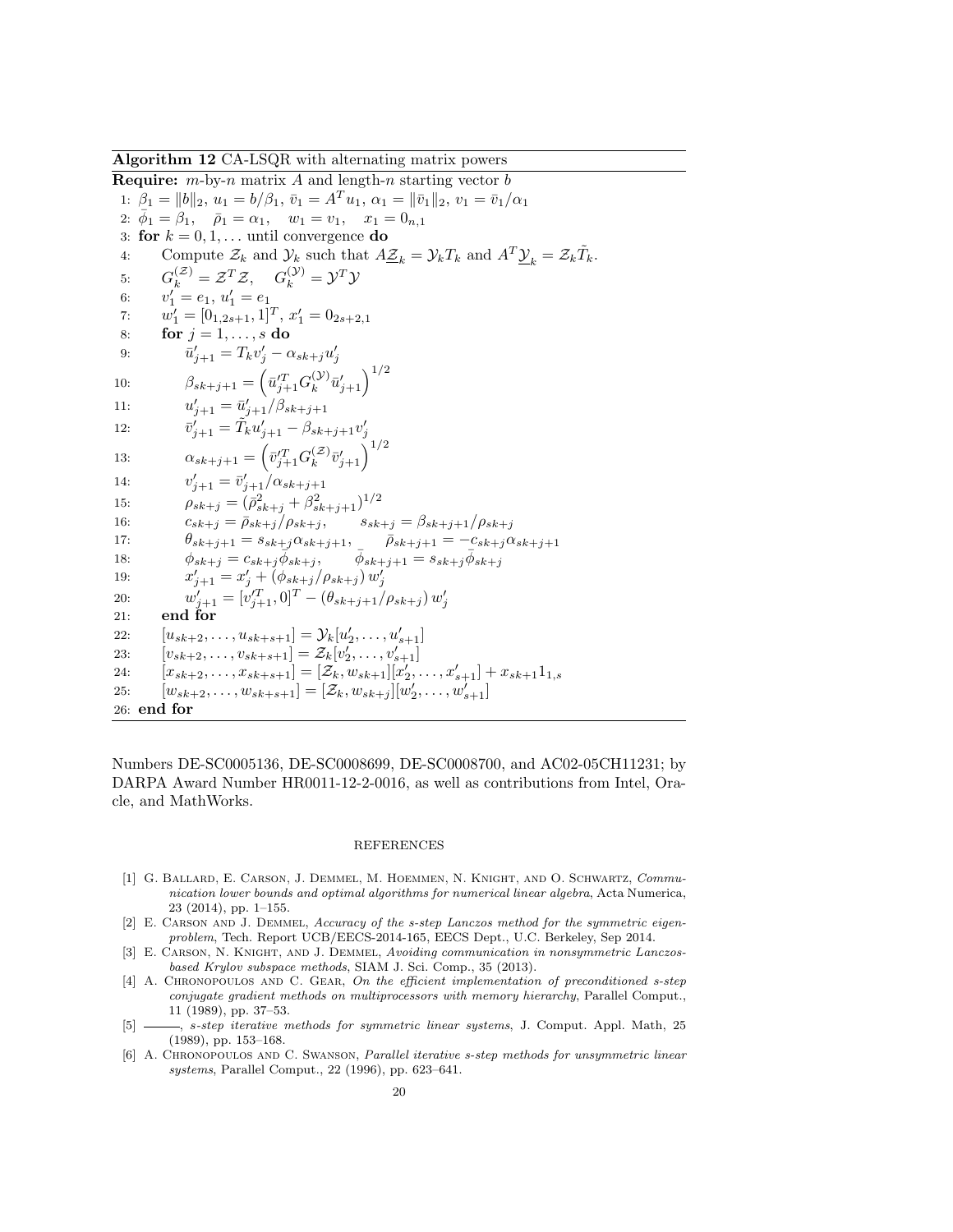**Algorithm 12** CA-LSQR with alternating matrix powers

**Require:** $m$-by-$n$ matrix $A$ and length-$n$ starting vector $b$

1: $\beta_1 = \|b\|_2$, $u_1 = b/\beta_1$, $\bar{v}_1 = A^T u_1$, $\alpha_1 = \|\bar{v}_1\|_2$, $v_1 = \bar{v}_1/\alpha_1$
2: $\bar{\phi}_1 = \beta_1$, $\quad \bar{\rho}_1 = \alpha_1$, $\quad w_1 = v_1$, $\quad x_1 = 0_{n,1}$
3: **for** $k = 0, 1, \ldots$ until convergence **do**
4: $\quad$ Compute $\mathcal{Z}_k$ and $\mathcal{Y}_k$ such that $A\underline{\mathcal{Z}}_k = \mathcal{Y}_k T_k$ and $A^T \underline{\mathcal{Y}}_k = \mathcal{Z}_k \tilde{T}_k$.
5: $\quad G_k^{(\mathcal{Z})} = \mathcal{Z}^T \mathcal{Z}$, $\quad G_k^{(\mathcal{Y})} = \mathcal{Y}^T \mathcal{Y}$
6: $\quad v'_1 = e_1$, $u'_1 = e_1$
7: $\quad w'_1 = [0_{1,2s+1}, 1]^T$, $x'_1 = 0_{2s+2,1}$
8: $\quad$ **for** $j = 1, \ldots, s$ **do**
9: $\quad\quad \bar{u}'_{j+1} = T_k v'_j - \alpha_{sk+j} u'_j$
10: $\quad\quad \beta_{sk+j+1} = \left(\bar{u}'^T_{j+1} G_k^{(\mathcal{Y})} \bar{u}'_{j+1}\right)^{1/2}$
11: $\quad\quad u'_{j+1} = \bar{u}'_{j+1}/\beta_{sk+j+1}$
12: $\quad\quad \bar{v}'_{j+1} = \tilde{T}_k u'_{j+1} - \beta_{sk+j+1} v'_j$
13: $\quad\quad \alpha_{sk+j+1} = \left(\bar{v}'^T_{j+1} G_k^{(\mathcal{Z})} \bar{v}'_{j+1}\right)^{1/2}$
14: $\quad\quad v'_{j+1} = \bar{v}'_{j+1}/\alpha_{sk+j+1}$
15: $\quad\quad \rho_{sk+j} = (\bar{\rho}^2_{sk+j} + \beta^2_{sk+j+1})^{1/2}$
16: $\quad\quad c_{sk+j} = \bar{\rho}_{sk+j}/\rho_{sk+j}$, $\qquad s_{sk+j} = \beta_{sk+j+1}/\rho_{sk+j}$
17: $\quad\quad \theta_{sk+j+1} = s_{sk+j}\alpha_{sk+j+1}$, $\qquad \bar{\rho}_{sk+j+1} = -c_{sk+j}\alpha_{sk+j+1}$
18: $\quad\quad \phi_{sk+j} = c_{sk+j}\bar{\phi}_{sk+j}$, $\qquad \bar{\phi}_{sk+j+1} = s_{sk+j}\bar{\phi}_{sk+j}$
19: $\quad\quad x'_{j+1} = x'_j + (\phi_{sk+j}/\rho_{sk+j})\, w'_j$
20: $\quad\quad w'_{j+1} = [v'^T_{j+1}, 0]^T - (\theta_{sk+j+1}/\rho_{sk+j})\, w'_j$
21: $\quad$ **end for**
22: $\quad [u_{sk+2}, \ldots, u_{sk+s+1}] = \mathcal{Y}_k[u'_2, \ldots, u'_{s+1}]$
23: $\quad [v_{sk+2}, \ldots, v_{sk+s+1}] = \mathcal{Z}_k[v'_2, \ldots, v'_{s+1}]$
24: $\quad [x_{sk+2}, \ldots, x_{sk+s+1}] = [\mathcal{Z}_k, w_{sk+1}][x'_2, \ldots, x'_{s+1}] + x_{sk+1}1_{1,s}$
25: $\quad [w_{sk+2}, \ldots, w_{sk+s+1}] = [\mathcal{Z}_k, w_{sk+j}][w'_2, \ldots, w'_{s+1}]$
26: **end for**

Numbers DE-SC0005136, DE-SC0008699, DE-SC0008700, and AC02-05CH11231; by DARPA Award Number HR0011-12-2-0016, as well as contributions from Intel, Oracle, and MathWorks.

## REFERENCES

[1] G. Ballard, E. Carson, J. Demmel, M. Hoemmen, N. Knight, and O. Schwartz, *Communication lower bounds and optimal algorithms for numerical linear algebra*, Acta Numerica, 23 (2014), pp. 1–155.

[2] E. Carson and J. Demmel, *Accuracy of the s-step Lanczos method for the symmetric eigenproblem*, Tech. Report UCB/EECS-2014-165, EECS Dept., U.C. Berkeley, Sep 2014.

[3] E. Carson, N. Knight, and J. Demmel, *Avoiding communication in nonsymmetric Lanczos-based Krylov subspace methods*, SIAM J. Sci. Comp., 35 (2013).

[4] A. Chronopoulos and C. Gear, *On the efficient implementation of preconditioned s-step conjugate gradient methods on multiprocessors with memory hierarchy*, Parallel Comput., 11 (1989), pp. 37–53.

[5] ———, *s-step iterative methods for symmetric linear systems*, J. Comput. Appl. Math, 25 (1989), pp. 153–168.

[6] A. Chronopoulos and C. Swanson, *Parallel iterative s-step methods for unsymmetric linear systems*, Parallel Comput., 22 (1996), pp. 623–641.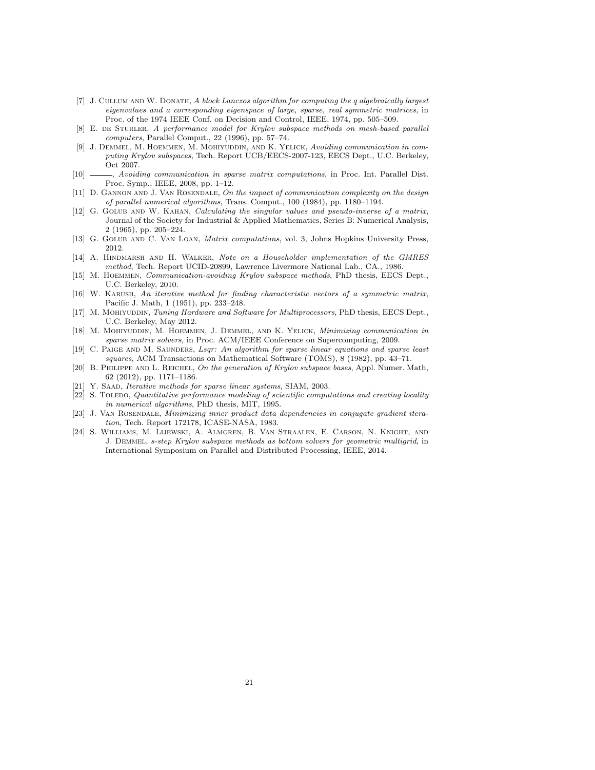[7] J. Cullum and W. Donath, *A block Lanczos algorithm for computing the q algebraically largest eigenvalues and a corresponding eigenspace of large, sparse, real symmetric matrices*, in Proc. of the 1974 IEEE Conf. on Decision and Control, IEEE, 1974, pp. 505–509.

[8] E. de Sturler, *A performance model for Krylov subspace methods on mesh-based parallel computers*, Parallel Comput., 22 (1996), pp. 57–74.

[9] J. Demmel, M. Hoemmen, M. Mohiyuddin, and K. Yelick, *Avoiding communication in computing Krylov subspaces*, Tech. Report UCB/EECS-2007-123, EECS Dept., U.C. Berkeley, Oct 2007.

[10] ———, *Avoiding communication in sparse matrix computations*, in Proc. Int. Parallel Dist. Proc. Symp., IEEE, 2008, pp. 1–12.

[11] D. Gannon and J. Van Rosendale, *On the impact of communication complexity on the design of parallel numerical algorithms*, Trans. Comput., 100 (1984), pp. 1180–1194.

[12] G. Golub and W. Kahan, *Calculating the singular values and pseudo-inverse of a matrix*, Journal of the Society for Industrial & Applied Mathematics, Series B: Numerical Analysis, 2 (1965), pp. 205–224.

[13] G. Golub and C. Van Loan, *Matrix computations*, vol. 3, Johns Hopkins University Press, 2012.

[14] A. Hindmarsh and H. Walker, *Note on a Householder implementation of the GMRES method*, Tech. Report UCID-20899, Lawrence Livermore National Lab., CA., 1986.

[15] M. Hoemmen, *Communication-avoiding Krylov subspace methods*, PhD thesis, EECS Dept., U.C. Berkeley, 2010.

[16] W. Karush, *An iterative method for finding characteristic vectors of a symmetric matrix*, Pacific J. Math, 1 (1951), pp. 233–248.

[17] M. Mohiyuddin, *Tuning Hardware and Software for Multiprocessors*, PhD thesis, EECS Dept., U.C. Berkeley, May 2012.

[18] M. Mohiyuddin, M. Hoemmen, J. Demmel, and K. Yelick, *Minimizing communication in sparse matrix solvers*, in Proc. ACM/IEEE Conference on Supercomputing, 2009.

[19] C. Paige and M. Saunders, *Lsqr: An algorithm for sparse linear equations and sparse least squares*, ACM Transactions on Mathematical Software (TOMS), 8 (1982), pp. 43–71.

[20] B. Philippe and L. Reichel, *On the generation of Krylov subspace bases*, Appl. Numer. Math, 62 (2012), pp. 1171–1186.

[21] Y. Saad, *Iterative methods for sparse linear systems*, SIAM, 2003.

[22] S. Toledo, *Quantitative performance modeling of scientific computations and creating locality in numerical algorithms*, PhD thesis, MIT, 1995.

[23] J. Van Rosendale, *Minimizing inner product data dependencies in conjugate gradient iteration*, Tech. Report 172178, ICASE-NASA, 1983.

[24] S. Williams, M. Lijewski, A. Almgren, B. Van Straalen, E. Carson, N. Knight, and J. Demmel, *s-step Krylov subspace methods as bottom solvers for geometric multigrid*, in International Symposium on Parallel and Distributed Processing, IEEE, 2014.